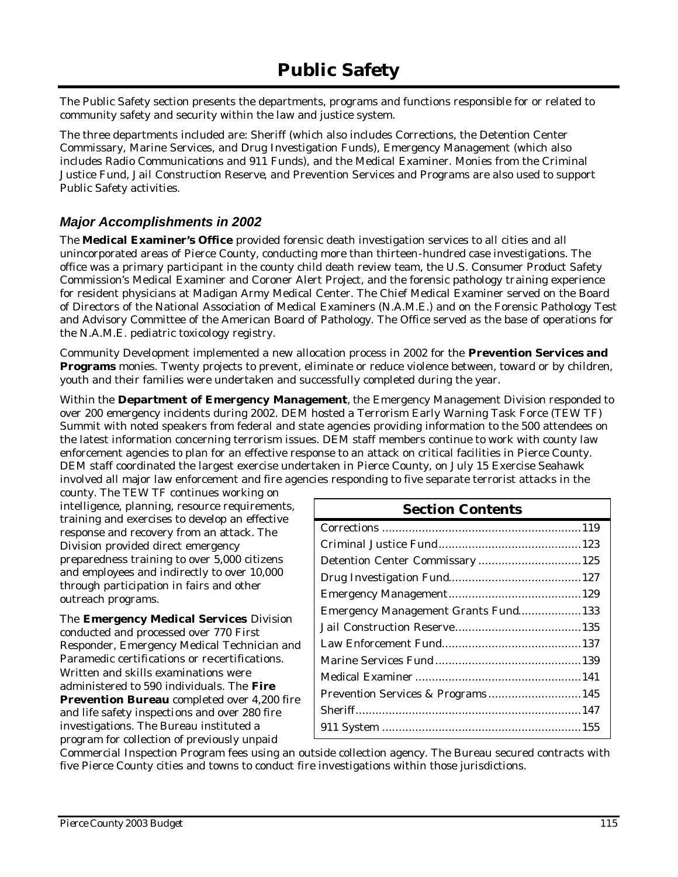# Public Safety

The Public Safety section presents the departments, programs and functions responsible for or related to community safety and security within the law and justice system.

The three departments included are: Sheriff (which also includes Corrections, the Detention Center Commissary, Marine Services, and Drug Investigation Funds), Emergency Management (which also includes Radio Communications and 911 Funds), and the Medical Examiner. Monies from the Criminal Justice Fund, Jail Construction Reserve, and Prevention Services and Programs are also used to support Public Safety activities.

## *Major Accomplishments in 2002*

The **Medical Examiner's Office** provided forensic death investigation services to all cities and all unincorporated areas of Pierce County, conducting more than thirteen-hundred case investigations. The office was a primary participant in the county child death review team, the U.S. Consumer Product Safety Commission's Medical Examiner and Coroner Alert Project, and the forensic pathology training experience for resident physicians at Madigan Army Medical Center. The Chief Medical Examiner served on the Board of Directors of the National Association of Medical Examiners (N.A.M.E.) and on the Forensic Pathology Test and Advisory Committee of the American Board of Pathology. The Office served as the base of operations for the N.A.M.E. pediatric toxicology registry.

Community Development implemented a new allocation process in 2002 for the **Prevention Services and Programs** monies. Twenty projects to prevent, eliminate or reduce violence between, toward or by children, youth and their families were undertaken and successfully completed during the year.

Within the **Department of Emergency Management**, the Emergency Management Division responded to over 200 emergency incidents during 2002. DEM hosted a Terrorism Early Warning Task Force (TEW TF) Summit with noted speakers from federal and state agencies providing information to the 500 attendees on the latest information concerning terrorism issues. DEM staff members continue to work with county law enforcement agencies to plan for an effective response to an attack on critical facilities in Pierce County. DEM staff coordinated the largest exercise undertaken in Pierce County, on July 15 Exercise Seahawk involved all major law enforcement and fire agencies responding to five separate terrorist attacks in the county. The TEW TF continues working on intelligence, planning, resource requirements, training and exercises to develop an effective response and recovery from an attack. The Division provided direct emergency preparedness training to over 5,000 citizens and employees and indirectly to over 10,000 through participation in fairs and other outreach programs.

The **Emergency Medical Services** Division conducted and processed over 770 First Responder, Emergency Medical Technician and Paramedic certifications or recertifications. Written and skills examinations were administered to 590 individuals. The **Fire Prevention Bureau** completed over 4,200 fire and life safety inspections and over 280 fire investigations. The Bureau instituted a program for collection of previously unpaid Commercial Inspection Program fees using an outside collection agency. The Bureau secured contracts with five Pierce County cities and towns to conduct fire investigations within those jurisdictions.

| Section Contents | |
|---|---|
| Corrections | 119 |
| Criminal Justice Fund | 123 |
| Detention Center Commissary | 125 |
| Drug Investigation Fund | 127 |
| Emergency Management | 129 |
| Emergency Management Grants Fund | 133 |
| Jail Construction Reserve | 135 |
| Law Enforcement Fund | 137 |
| Marine Services Fund | 139 |
| Medical Examiner | 141 |
| Prevention Services & Programs | 145 |
| Sheriff | 147 |
| 911 System | 155 |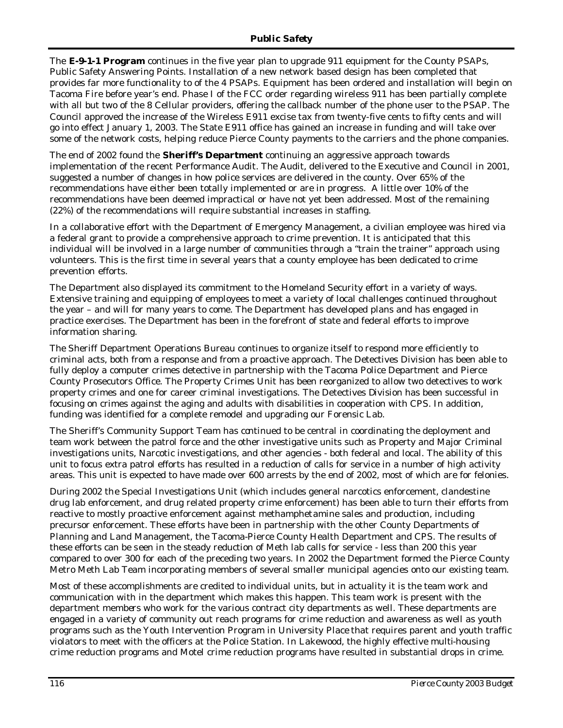The **E-9-1-1 Program** continues in the five year plan to upgrade 911 equipment for the County PSAPs, Public Safety Answering Points. Installation of a new network based design has been completed that provides far more functionality to of the 4 PSAPs. Equipment has been ordered and installation will begin on Tacoma Fire before year's end. Phase I of the FCC order regarding wireless 911 has been partially complete with all but two of the 8 Cellular providers, offering the callback number of the phone user to the PSAP. The Council approved the increase of the Wireless E911 excise tax from twenty-five cents to fifty cents and will go into effect January 1, 2003. The State E911 office has gained an increase in funding and will take over some of the network costs, helping reduce Pierce County payments to the carriers and the phone companies.

The end of 2002 found the **Sheriff's Department** continuing an aggressive approach towards implementation of the recent Performance Audit. The Audit, delivered to the Executive and Council in 2001, suggested a number of changes in how police services are delivered in the county. Over 65% of the recommendations have either been totally implemented or are in progress. A little over 10% of the recommendations have been deemed impractical or have not yet been addressed. Most of the remaining (22%) of the recommendations will require substantial increases in staffing.

In a collaborative effort with the Department of Emergency Management, a civilian employee was hired via a federal grant to provide a comprehensive approach to crime prevention. It is anticipated that this individual will be involved in a large number of communities through a "train the trainer" approach using volunteers. This is the first time in several years that a county employee has been dedicated to crime prevention efforts.

The Department also displayed its commitment to the Homeland Security effort in a variety of ways. Extensive training and equipping of employees to meet a variety of local challenges continued throughout the year – and will for many years to come. The Department has developed plans and has engaged in practice exercises. The Department has been in the forefront of state and federal efforts to improve information sharing.

The Sheriff Department Operations Bureau continues to organize itself to respond more efficiently to criminal acts, both from a response and from a proactive approach. The Detectives Division has been able to fully deploy a computer crimes detective in partnership with the Tacoma Police Department and Pierce County Prosecutors Office. The Property Crimes Unit has been reorganized to allow two detectives to work property crimes and one for career criminal investigations. The Detectives Division has been successful in focusing on crimes against the aging and adults with disabilities in cooperation with CPS. In addition, funding was identified for a complete remodel and upgrading our Forensic Lab.

The Sheriff's Community Support Team has continued to be central in coordinating the deployment and team work between the patrol force and the other investigative units such as Property and Major Criminal investigations units, Narcotic investigations, and other agencies - both federal and local. The ability of this unit to focus extra patrol efforts has resulted in a reduction of calls for service in a number of high activity areas. This unit is expected to have made over 600 arrests by the end of 2002, most of which are for felonies.

During 2002 the Special Investigations Unit (which includes general narcotics enforcement, clandestine drug lab enforcement, and drug related property crime enforcement) has been able to turn their efforts from reactive to mostly proactive enforcement against methamphetamine sales and production, including precursor enforcement. These efforts have been in partnership with the other County Departments of Planning and Land Management, the Tacoma-Pierce County Health Department and CPS. The results of these efforts can be seen in the steady reduction of Meth lab calls for service - less than 200 this year compared to over 300 for each of the preceding two years. In 2002 the Department formed the Pierce County Metro Meth Lab Team incorporating members of several smaller municipal agencies onto our existing team.

Most of these accomplishments are credited to individual units, but in actuality it is the team work and communication with in the department which makes this happen. This team work is present with the department members who work for the various contract city departments as well. These departments are engaged in a variety of community out reach programs for crime reduction and awareness as well as youth programs such as the Youth Intervention Program in University Place that requires parent and youth traffic violators to meet with the officers at the Police Station. In Lakewood, the highly effective multi-housing crime reduction programs and Motel crime reduction programs have resulted in substantial drops in crime.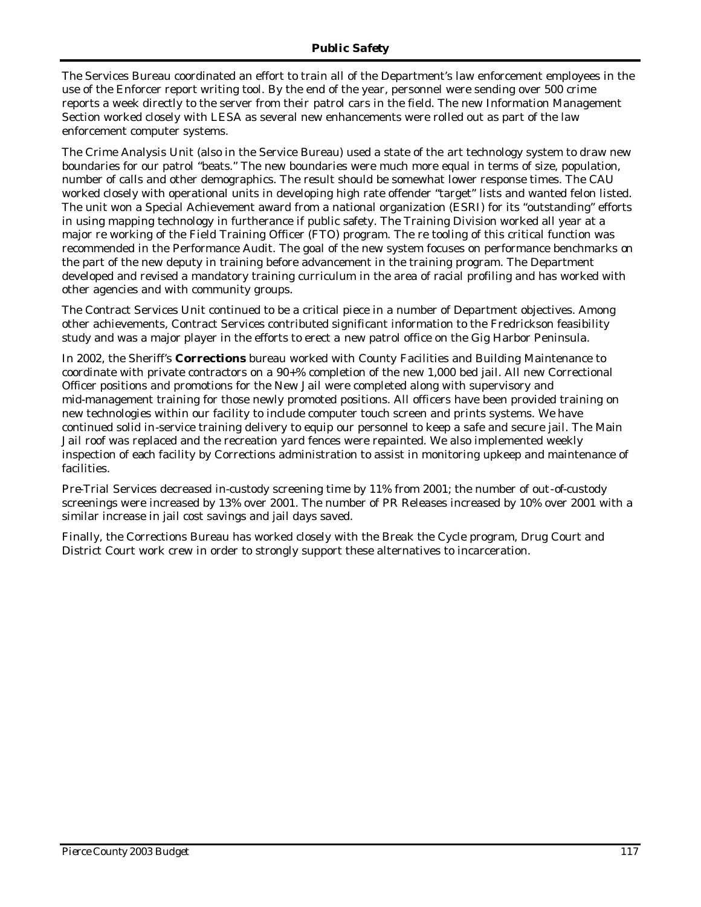The Services Bureau coordinated an effort to train all of the Department's law enforcement employees in the use of the Enforcer report writing tool. By the end of the year, personnel were sending over 500 crime reports a week directly to the server from their patrol cars in the field. The new Information Management Section worked closely with LESA as several new enhancements were rolled out as part of the law enforcement computer systems.

The Crime Analysis Unit (also in the Service Bureau) used a state of the art technology system to draw new boundaries for our patrol "beats." The new boundaries were much more equal in terms of size, population, number of calls and other demographics. The result should be somewhat lower response times. The CAU worked closely with operational units in developing high rate offender "target" lists and wanted felon listed. The unit won a Special Achievement award from a national organization (ESRI) for its "outstanding" efforts in using mapping technology in furtherance if public safety. The Training Division worked all year at a major re working of the Field Training Officer (FTO) program. The re tooling of this critical function was recommended in the Performance Audit. The goal of the new system focuses on performance benchmarks on the part of the new deputy in training before advancement in the training program. The Department developed and revised a mandatory training curriculum in the area of racial profiling and has worked with other agencies and with community groups.

The Contract Services Unit continued to be a critical piece in a number of Department objectives. Among other achievements, Contract Services contributed significant information to the Fredrickson feasibility study and was a major player in the efforts to erect a new patrol office on the Gig Harbor Peninsula.

In 2002, the Sheriff's **Corrections** bureau worked with County Facilities and Building Maintenance to coordinate with private contractors on a 90+% completion of the new 1,000 bed jail. All new Correctional Officer positions and promotions for the New Jail were completed along with supervisory and mid-management training for those newly promoted positions. All officers have been provided training on new technologies within our facility to include computer touch screen and prints systems. We have continued solid in-service training delivery to equip our personnel to keep a safe and secure jail. The Main Jail roof was replaced and the recreation yard fences were repainted. We also implemented weekly inspection of each facility by Corrections administration to assist in monitoring upkeep and maintenance of facilities.

Pre-Trial Services decreased in-custody screening time by 11% from 2001; the number of out-of-custody screenings were increased by 13% over 2001. The number of PR Releases increased by 10% over 2001 with a similar increase in jail cost savings and jail days saved.

Finally, the Corrections Bureau has worked closely with the Break the Cycle program, Drug Court and District Court work crew in order to strongly support these alternatives to incarceration.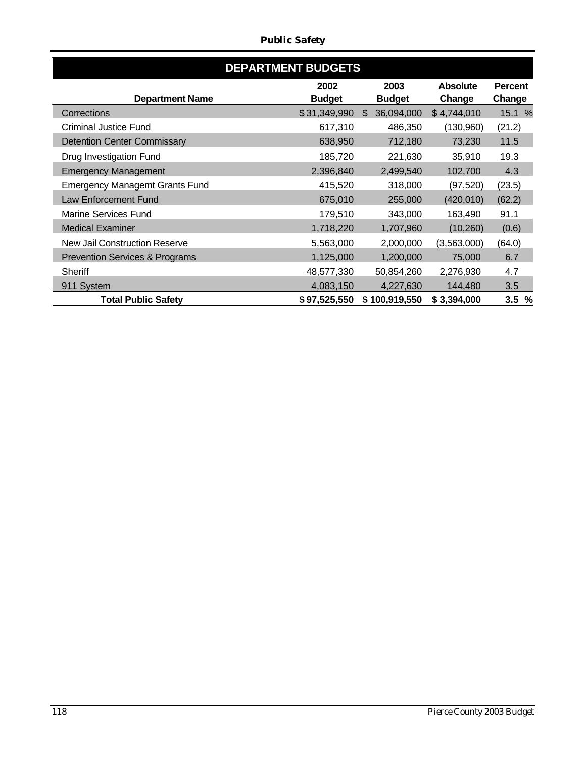## DEPARTMENT BUDGETS

| Department Name | 2002 Budget | 2003 Budget | Absolute Change | Percent Change |
|---|---|---|---|---|
| Corrections | $ 31,349,990 | $ 36,094,000 | $ 4,744,010 | 15.1 % |
| Criminal Justice Fund | 617,310 | 486,350 | (130,960) | (21.2) |
| Detention Center Commissary | 638,950 | 712,180 | 73,230 | 11.5 |
| Drug Investigation Fund | 185,720 | 221,630 | 35,910 | 19.3 |
| Emergency Management | 2,396,840 | 2,499,540 | 102,700 | 4.3 |
| Emergency Managemt Grants Fund | 415,520 | 318,000 | (97,520) | (23.5) |
| Law Enforcement Fund | 675,010 | 255,000 | (420,010) | (62.2) |
| Marine Services Fund | 179,510 | 343,000 | 163,490 | 91.1 |
| Medical Examiner | 1,718,220 | 1,707,960 | (10,260) | (0.6) |
| New Jail Construction Reserve | 5,563,000 | 2,000,000 | (3,563,000) | (64.0) |
| Prevention Services & Programs | 1,125,000 | 1,200,000 | 75,000 | 6.7 |
| Sheriff | 48,577,330 | 50,854,260 | 2,276,930 | 4.7 |
| 911 System | 4,083,150 | 4,227,630 | 144,480 | 3.5 |
| **Total Public Safety** | **$ 97,525,550** | **$ 100,919,550** | **$ 3,394,000** | **3.5 %** |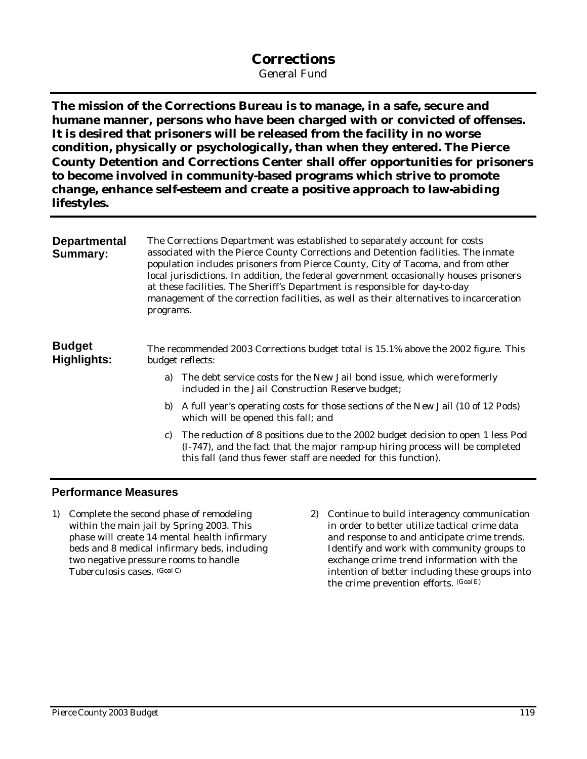# Corrections

*General Fund*

**The mission of the Corrections Bureau is to manage, in a safe, secure and humane manner, persons who have been charged with or convicted of offenses. It is desired that prisoners will be released from the facility in no worse condition, physically or psychologically, than when they entered. The Pierce County Detention and Corrections Center shall offer opportunities for prisoners to become involved in community-based programs which strive to promote change, enhance self-esteem and create a positive approach to law-abiding lifestyles.**

**Departmental Summary:**

The Corrections Department was established to separately account for costs associated with the Pierce County Corrections and Detention facilities. The inmate population includes prisoners from Pierce County, City of Tacoma, and from other local jurisdictions. In addition, the federal government occasionally houses prisoners at these facilities. The Sheriff's Department is responsible for day-to-day management of the correction facilities, as well as their alternatives to incarceration programs.

**Budget Highlights:**

The recommended 2003 Corrections budget total is 15.1% above the 2002 figure. This budget reflects:

a) The debt service costs for the New Jail bond issue, which were formerly included in the Jail Construction Reserve budget;

b) A full year's operating costs for those sections of the New Jail (10 of 12 Pods) which will be opened this fall; and

c) The reduction of 8 positions due to the 2002 budget decision to open 1 less Pod (I-747), and the fact that the major ramp-up hiring process will be completed this fall (and thus fewer staff are needed for this function).

## Performance Measures

1) Complete the second phase of remodeling within the main jail by Spring 2003. This phase will create 14 mental health infirmary beds and 8 medical infirmary beds, including two negative pressure rooms to handle Tuberculosis cases. (Goal C)

2) Continue to build interagency communication in order to better utilize tactical crime data and response to and anticipate crime trends. Identify and work with community groups to exchange crime trend information with the intention of better including these groups into the crime prevention efforts. (Goal E)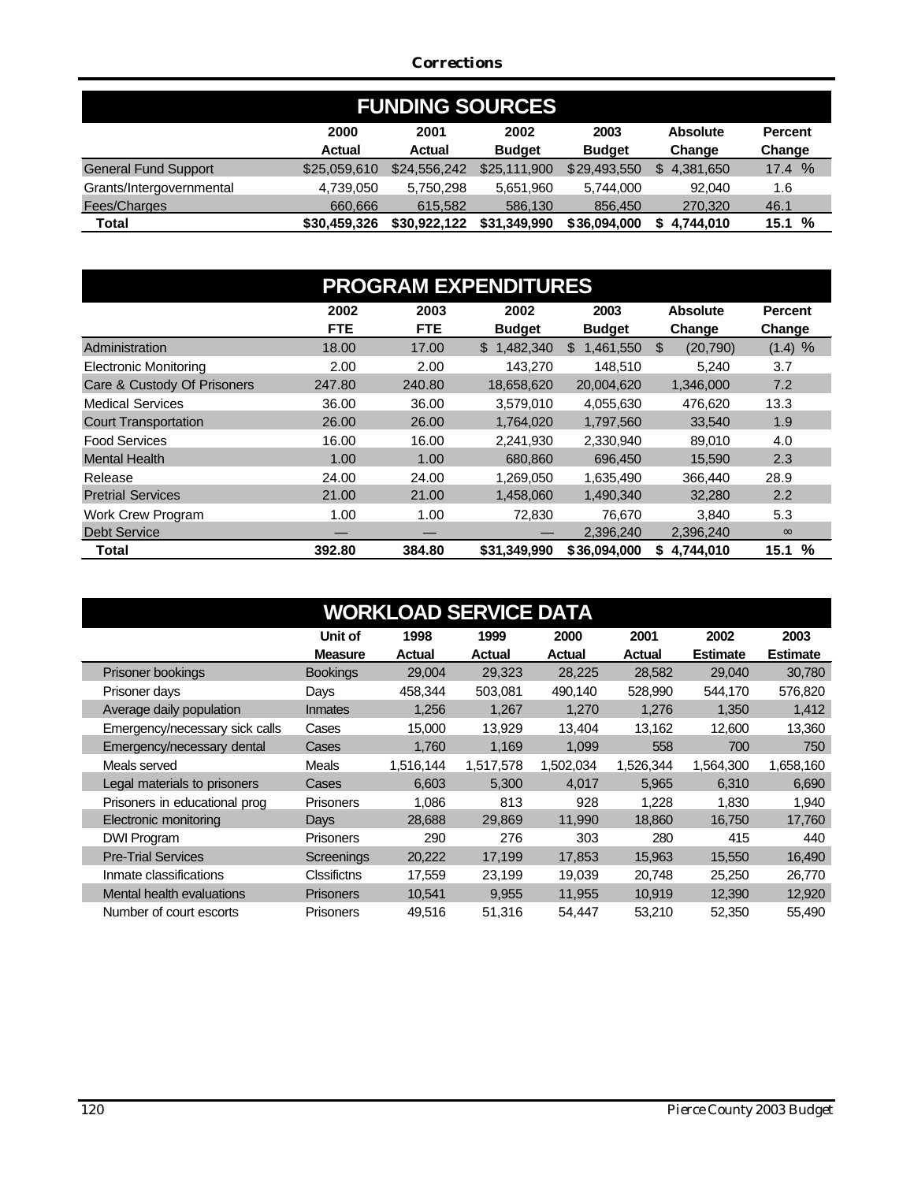## FUNDING SOURCES

| | 2000 Actual | 2001 Actual | 2002 Budget | 2003 Budget | Absolute Change | Percent Change |
|---|---|---|---|---|---|---|
| General Fund Support | $25,059,610 | $24,556,242 | $25,111,900 | $29,493,550 | $ 4,381,650 | 17.4 % |
| Grants/Intergovernmental | 4,739,050 | 5,750,298 | 5,651,960 | 5,744,000 | 92,040 | 1.6 |
| Fees/Charges | 660,666 | 615,582 | 586,130 | 856,450 | 270,320 | 46.1 |
| **Total** | **$30,459,326** | **$30,922,122** | **$31,349,990** | **$36,094,000** | **$ 4,744,010** | **15.1 %** |

## PROGRAM EXPENDITURES

| | 2002 FTE | 2003 FTE | 2002 Budget | 2003 Budget | Absolute Change | Percent Change |
|---|---|---|---|---|---|---|
| Administration | 18.00 | 17.00 | $ 1,482,340 | $ 1,461,550 | $ (20,790) | (1.4) % |
| Electronic Monitoring | 2.00 | 2.00 | 143,270 | 148,510 | 5,240 | 3.7 |
| Care & Custody Of Prisoners | 247.80 | 240.80 | 18,658,620 | 20,004,620 | 1,346,000 | 7.2 |
| Medical Services | 36.00 | 36.00 | 3,579,010 | 4,055,630 | 476,620 | 13.3 |
| Court Transportation | 26.00 | 26.00 | 1,764,020 | 1,797,560 | 33,540 | 1.9 |
| Food Services | 16.00 | 16.00 | 2,241,930 | 2,330,940 | 89,010 | 4.0 |
| Mental Health | 1.00 | 1.00 | 680,860 | 696,450 | 15,590 | 2.3 |
| Release | 24.00 | 24.00 | 1,269,050 | 1,635,490 | 366,440 | 28.9 |
| Pretrial Services | 21.00 | 21.00 | 1,458,060 | 1,490,340 | 32,280 | 2.2 |
| Work Crew Program | 1.00 | 1.00 | 72,830 | 76,670 | 3,840 | 5.3 |
| Debt Service | — | — | — | 2,396,240 | 2,396,240 | ∞ |
| **Total** | **392.80** | **384.80** | **$31,349,990** | **$36,094,000** | **$ 4,744,010** | **15.1 %** |

## WORKLOAD SERVICE DATA

| | Unit of Measure | 1998 Actual | 1999 Actual | 2000 Actual | 2001 Actual | 2002 Estimate | 2003 Estimate |
|---|---|---|---|---|---|---|---|
| Prisoner bookings | Bookings | 29,004 | 29,323 | 28,225 | 28,582 | 29,040 | 30,780 |
| Prisoner days | Days | 458,344 | 503,081 | 490,140 | 528,990 | 544,170 | 576,820 |
| Average daily population | Inmates | 1,256 | 1,267 | 1,270 | 1,276 | 1,350 | 1,412 |
| Emergency/necessary sick calls | Cases | 15,000 | 13,929 | 13,404 | 13,162 | 12,600 | 13,360 |
| Emergency/necessary dental | Cases | 1,760 | 1,169 | 1,099 | 558 | 700 | 750 |
| Meals served | Meals | 1,516,144 | 1,517,578 | 1,502,034 | 1,526,344 | 1,564,300 | 1,658,160 |
| Legal materials to prisoners | Cases | 6,603 | 5,300 | 4,017 | 5,965 | 6,310 | 6,690 |
| Prisoners in educational prog | Prisoners | 1,086 | 813 | 928 | 1,228 | 1,830 | 1,940 |
| Electronic monitoring | Days | 28,688 | 29,869 | 11,990 | 18,860 | 16,750 | 17,760 |
| DWI Program | Prisoners | 290 | 276 | 303 | 280 | 415 | 440 |
| Pre-Trial Services | Screenings | 20,222 | 17,199 | 17,853 | 15,963 | 15,550 | 16,490 |
| Inmate classifications | Clssifictns | 17,559 | 23,199 | 19,039 | 20,748 | 25,250 | 26,770 |
| Mental health evaluations | Prisoners | 10,541 | 9,955 | 11,955 | 10,919 | 12,390 | 12,920 |
| Number of court escorts | Prisoners | 49,516 | 51,316 | 54,447 | 53,210 | 52,350 | 55,490 |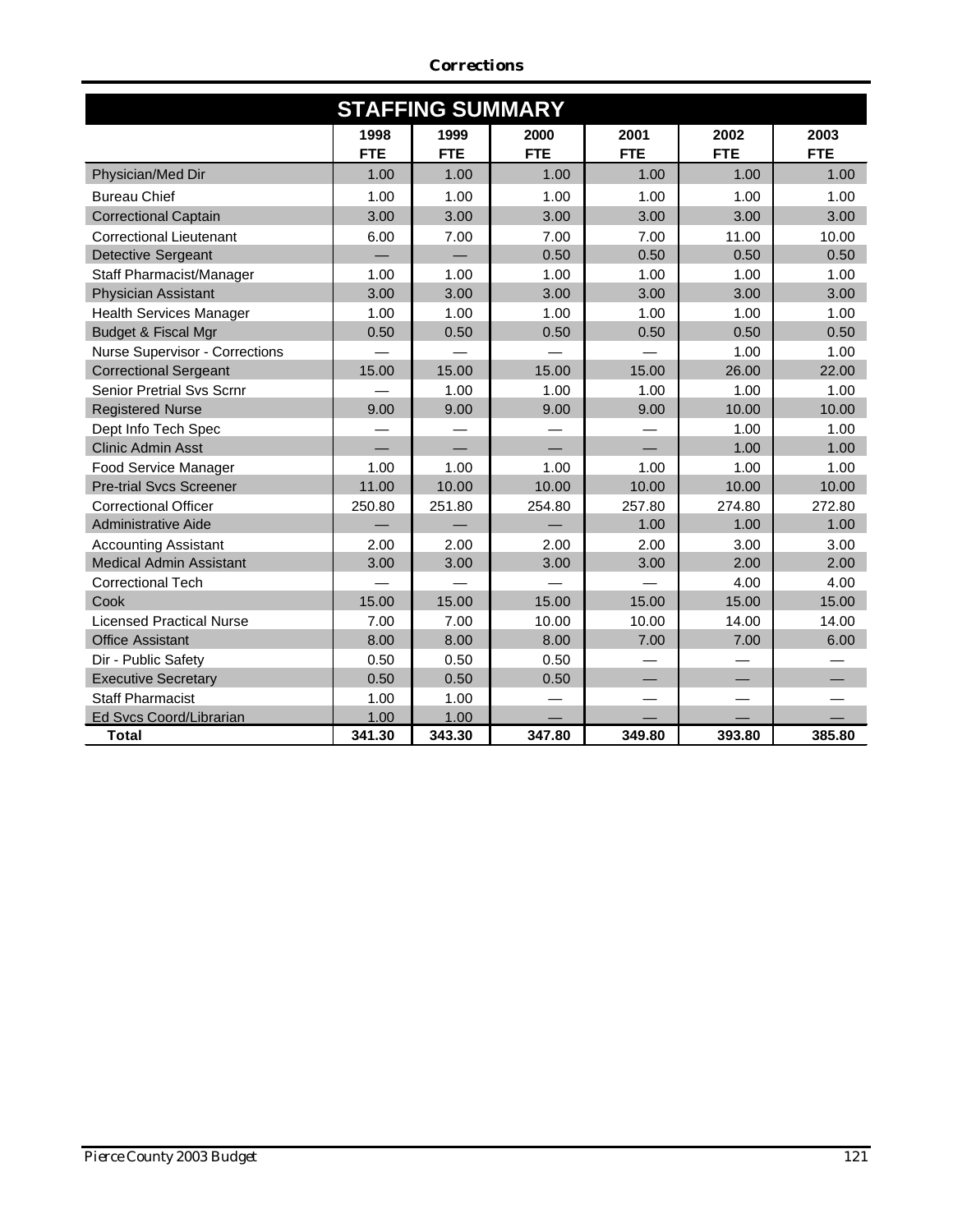## STAFFING SUMMARY

| | 1998 FTE | 1999 FTE | 2000 FTE | 2001 FTE | 2002 FTE | 2003 FTE |
|---|---|---|---|---|---|---|
| Physician/Med Dir | 1.00 | 1.00 | 1.00 | 1.00 | 1.00 | 1.00 |
| Bureau Chief | 1.00 | 1.00 | 1.00 | 1.00 | 1.00 | 1.00 |
| Correctional Captain | 3.00 | 3.00 | 3.00 | 3.00 | 3.00 | 3.00 |
| Correctional Lieutenant | 6.00 | 7.00 | 7.00 | 7.00 | 11.00 | 10.00 |
| Detective Sergeant | — | — | 0.50 | 0.50 | 0.50 | 0.50 |
| Staff Pharmacist/Manager | 1.00 | 1.00 | 1.00 | 1.00 | 1.00 | 1.00 |
| Physician Assistant | 3.00 | 3.00 | 3.00 | 3.00 | 3.00 | 3.00 |
| Health Services Manager | 1.00 | 1.00 | 1.00 | 1.00 | 1.00 | 1.00 |
| Budget & Fiscal Mgr | 0.50 | 0.50 | 0.50 | 0.50 | 0.50 | 0.50 |
| Nurse Supervisor - Corrections | — | — | — | — | 1.00 | 1.00 |
| Correctional Sergeant | 15.00 | 15.00 | 15.00 | 15.00 | 26.00 | 22.00 |
| Senior Pretrial Svs Scrnr | — | 1.00 | 1.00 | 1.00 | 1.00 | 1.00 |
| Registered Nurse | 9.00 | 9.00 | 9.00 | 9.00 | 10.00 | 10.00 |
| Dept Info Tech Spec | — | — | — | — | 1.00 | 1.00 |
| Clinic Admin Asst | — | — | — | — | 1.00 | 1.00 |
| Food Service Manager | 1.00 | 1.00 | 1.00 | 1.00 | 1.00 | 1.00 |
| Pre-trial Svcs Screener | 11.00 | 10.00 | 10.00 | 10.00 | 10.00 | 10.00 |
| Correctional Officer | 250.80 | 251.80 | 254.80 | 257.80 | 274.80 | 272.80 |
| Administrative Aide | — | — | — | 1.00 | 1.00 | 1.00 |
| Accounting Assistant | 2.00 | 2.00 | 2.00 | 2.00 | 3.00 | 3.00 |
| Medical Admin Assistant | 3.00 | 3.00 | 3.00 | 3.00 | 2.00 | 2.00 |
| Correctional Tech | — | — | — | — | 4.00 | 4.00 |
| Cook | 15.00 | 15.00 | 15.00 | 15.00 | 15.00 | 15.00 |
| Licensed Practical Nurse | 7.00 | 7.00 | 10.00 | 10.00 | 14.00 | 14.00 |
| Office Assistant | 8.00 | 8.00 | 8.00 | 7.00 | 7.00 | 6.00 |
| Dir - Public Safety | 0.50 | 0.50 | 0.50 | — | — | — |
| Executive Secretary | 0.50 | 0.50 | 0.50 | — | — | — |
| Staff Pharmacist | 1.00 | 1.00 | — | — | — | — |
| Ed Svcs Coord/Librarian | 1.00 | 1.00 | — | — | — | — |
| **Total** | **341.30** | **343.30** | **347.80** | **349.80** | **393.80** | **385.80** |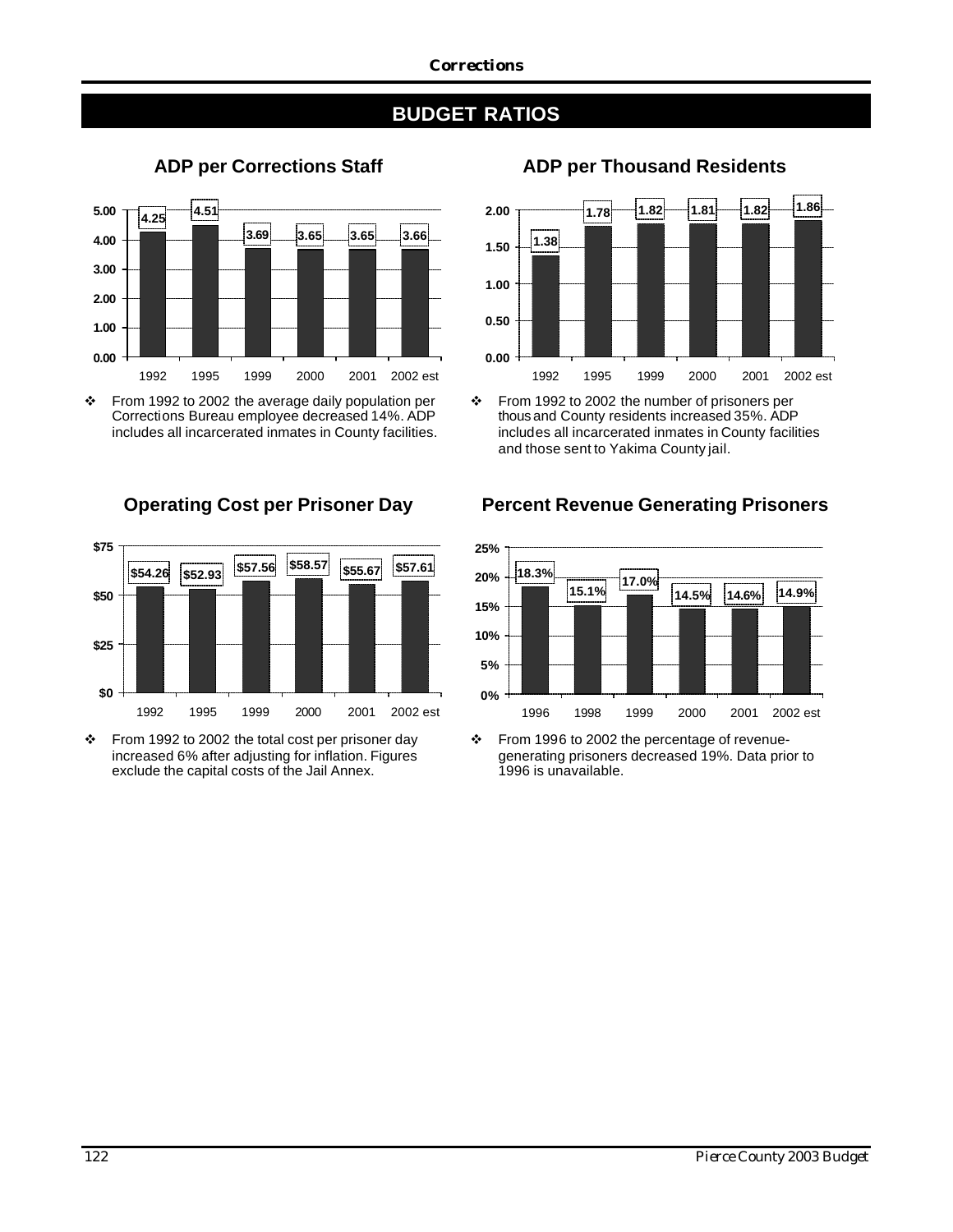# BUDGET RATIOS

## ADP per Corrections Staff

| Year | ADP per Corrections Staff |
|---|---|
| 1992 | 4.25 |
| 1995 | 4.51 |
| 1999 | 3.69 |
| 2000 | 3.65 |
| 2001 | 3.65 |
| 2002 est | 3.66 |

- From 1992 to 2002 the average daily population per Corrections Bureau employee decreased 14%. ADP includes all incarcerated inmates in County facilities.

## ADP per Thousand Residents

| Year | ADP per Thousand Residents |
|---|---|
| 1992 | 1.38 |
| 1995 | 1.78 |
| 1999 | 1.82 |
| 2000 | 1.81 |
| 2001 | 1.82 |
| 2002 est | 1.86 |

- From 1992 to 2002 the number of prisoners per thousand County residents increased 35%. ADP includes all incarcerated inmates in County facilities and those sent to Yakima County jail.

## Operating Cost per Prisoner Day

| Year | Operating Cost per Prisoner Day |
|---|---|
| 1992 | $54.26 |
| 1995 | $52.93 |
| 1999 | $57.56 |
| 2000 | $58.57 |
| 2001 | $55.67 |
| 2002 est | $57.61 |

- From 1992 to 2002 the total cost per prisoner day increased 6% after adjusting for inflation. Figures exclude the capital costs of the Jail Annex.

## Percent Revenue Generating Prisoners

| Year | Percent Revenue Generating Prisoners |
|---|---|
| 1996 | 18.3% |
| 1998 | 15.1% |
| 1999 | 17.0% |
| 2000 | 14.5% |
| 2001 | 14.6% |
| 2002 est | 14.9% |

- From 1996 to 2002 the percentage of revenue-generating prisoners decreased 19%. Data prior to 1996 is unavailable.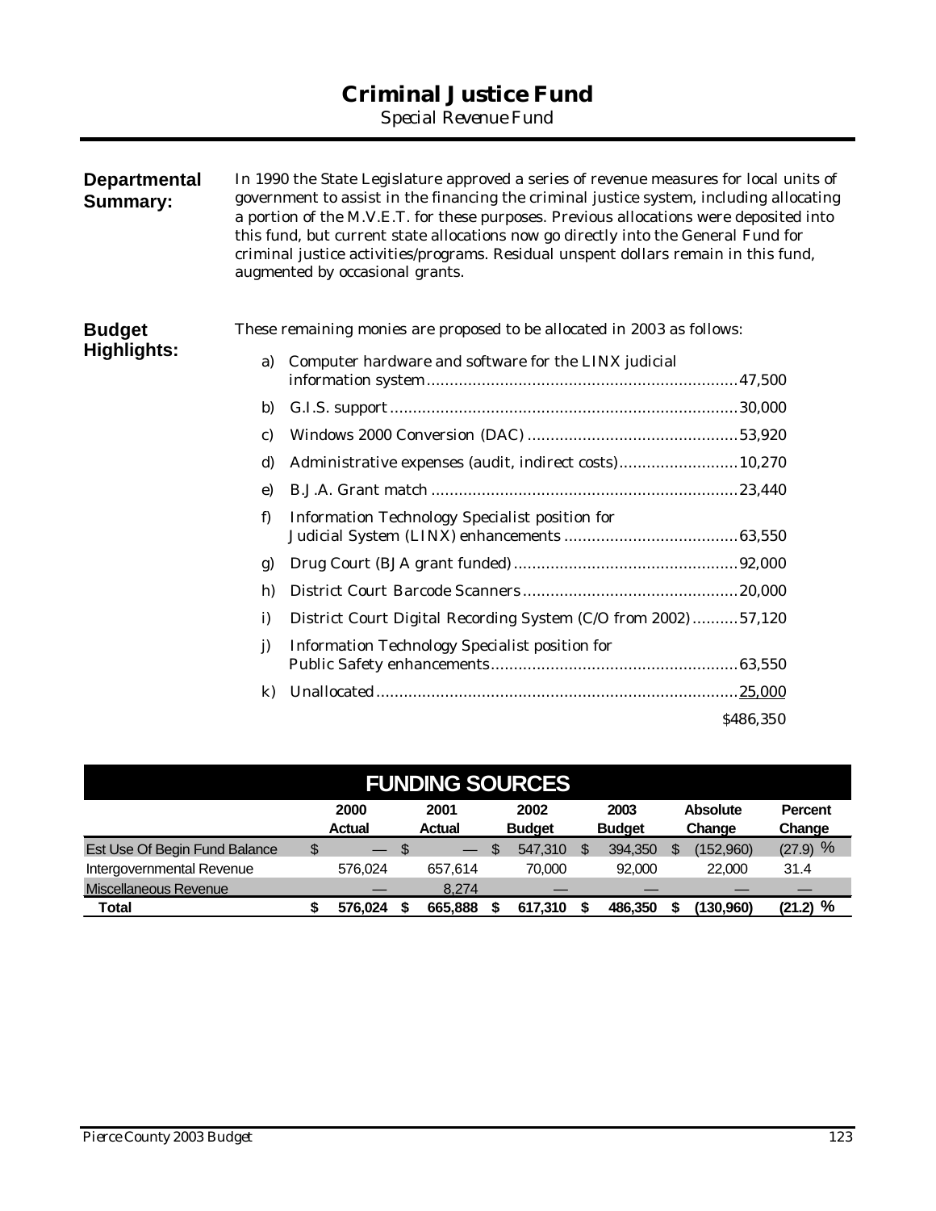# Criminal Justice Fund

*Special Revenue Fund*

**Departmental Summary:**

In 1990 the State Legislature approved a series of revenue measures for local units of government to assist in the financing the criminal justice system, including allocating a portion of the M.V.E.T. for these purposes. Previous allocations were deposited into this fund, but current state allocations now go directly into the General Fund for criminal justice activities/programs. Residual unspent dollars remain in this fund, augmented by occasional grants.

**Budget Highlights:**

These remaining monies are proposed to be allocated in 2003 as follows:

a) Computer hardware and software for the LINX judicial information system....47,500

b) G.I.S. support....30,000

c) Windows 2000 Conversion (DAC)....53,920

d) Administrative expenses (audit, indirect costs)....10,270

e) B.J.A. Grant match....23,440

f) Information Technology Specialist position for Judicial System (LINX) enhancements....63,550

g) Drug Court (BJA grant funded)....92,000

h) District Court Barcode Scanners....20,000

i) District Court Digital Recording System (C/O from 2002)....57,120

j) Information Technology Specialist position for Public Safety enhancements....63,550

k) Unallocated....25,000

$486,350

## FUNDING SOURCES

| | 2000 Actual | 2001 Actual | 2002 Budget | 2003 Budget | Absolute Change | Percent Change |
|---|---|---|---|---|---|---|
| Est Use Of Begin Fund Balance | $ — | $ — | $ 547,310 | $ 394,350 | $ (152,960) | (27.9) % |
| Intergovernmental Revenue | 576,024 | 657,614 | 70,000 | 92,000 | 22,000 | 31.4 |
| Miscellaneous Revenue | — | 8,274 | — | — | — | — |
| **Total** | **$ 576,024** | **$ 665,888** | **$ 617,310** | **$ 486,350** | **$ (130,960)** | **(21.2) %** |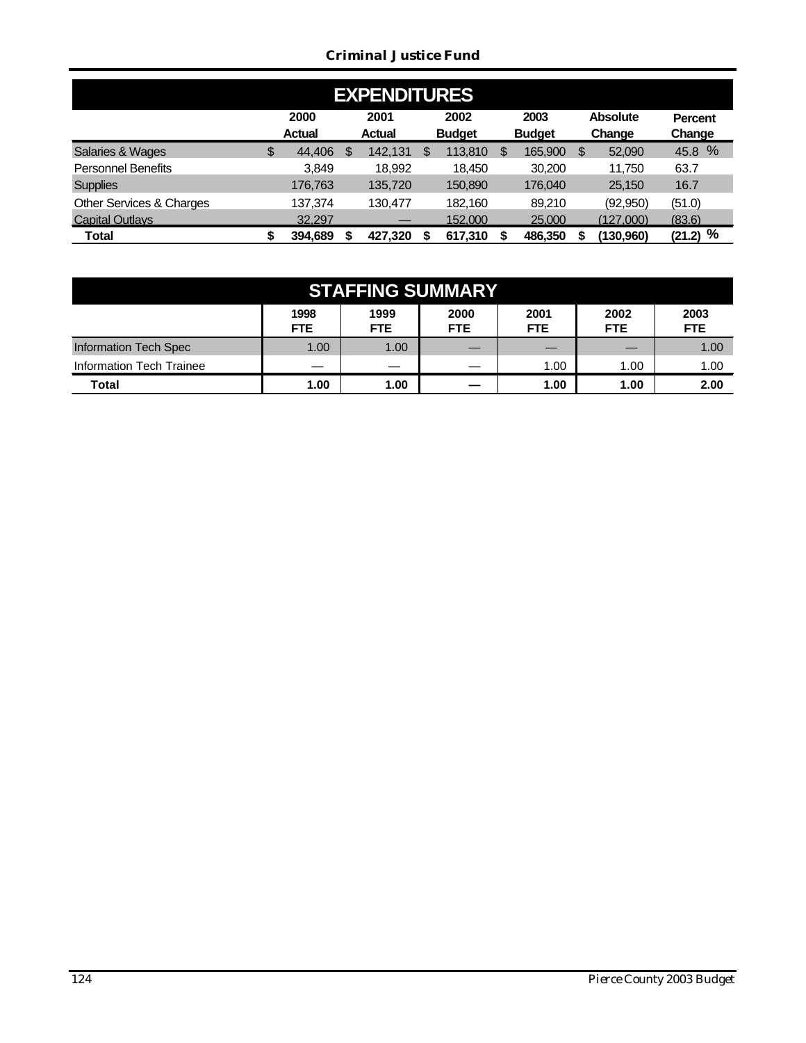## Criminal Justice Fund

### EXPENDITURES

| | 2000 Actual | 2001 Actual | 2002 Budget | 2003 Budget | Absolute Change | Percent Change |
|---|---|---|---|---|---|---|
| Salaries & Wages | $ 44,406 | $ 142,131 | $ 113,810 | $ 165,900 | $ 52,090 | 45.8 % |
| Personnel Benefits | 3,849 | 18,992 | 18,450 | 30,200 | 11,750 | 63.7 |
| Supplies | 176,763 | 135,720 | 150,890 | 176,040 | 25,150 | 16.7 |
| Other Services & Charges | 137,374 | 130,477 | 182,160 | 89,210 | (92,950) | (51.0) |
| Capital Outlays | 32,297 | — | 152,000 | 25,000 | (127,000) | (83.6) |
| **Total** | **$ 394,689** | **$ 427,320** | **$ 617,310** | **$ 486,350** | **$ (130,960)** | **(21.2) %** |

### STAFFING SUMMARY

| | 1998 FTE | 1999 FTE | 2000 FTE | 2001 FTE | 2002 FTE | 2003 FTE |
|---|---|---|---|---|---|---|
| Information Tech Spec | 1.00 | 1.00 | — | — | — | 1.00 |
| Information Tech Trainee | — | — | — | 1.00 | 1.00 | 1.00 |
| **Total** | **1.00** | **1.00** | **—** | **1.00** | **1.00** | **2.00** |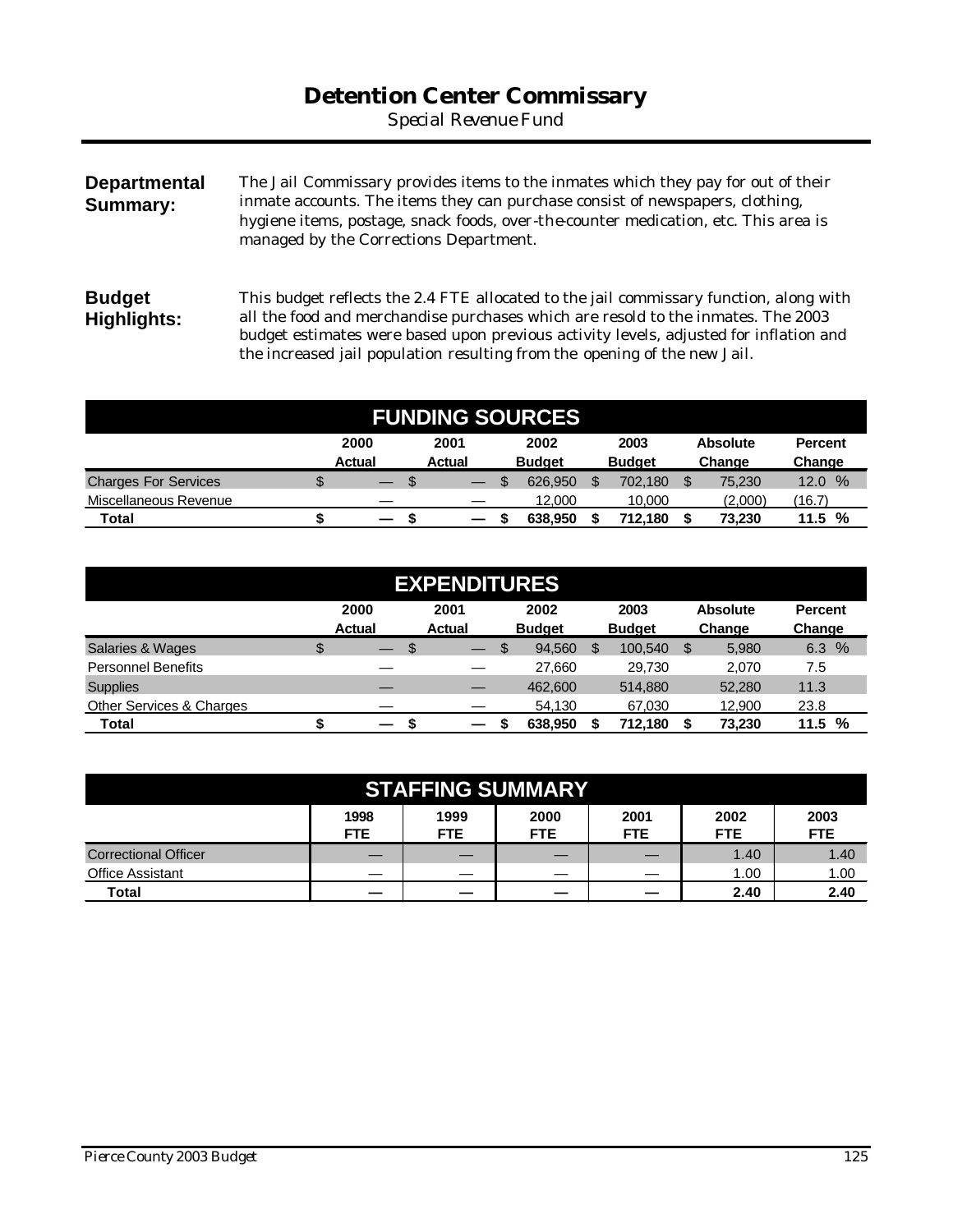# Detention Center Commissary

*Special Revenue Fund*

**Departmental Summary:** The Jail Commissary provides items to the inmates which they pay for out of their inmate accounts. The items they can purchase consist of newspapers, clothing, hygiene items, postage, snack foods, over-the-counter medication, etc. This area is managed by the Corrections Department.

**Budget Highlights:** This budget reflects the 2.4 FTE allocated to the jail commissary function, along with all the food and merchandise purchases which are resold to the inmates. The 2003 budget estimates were based upon previous activity levels, adjusted for inflation and the increased jail population resulting from the opening of the new Jail.

## FUNDING SOURCES

| | 2000 Actual | 2001 Actual | 2002 Budget | 2003 Budget | Absolute Change | Percent Change |
|---|---|---|---|---|---|---|
| Charges For Services | $ — | $ — | $ 626,950 | $ 702,180 | $ 75,230 | 12.0 % |
| Miscellaneous Revenue | — | — | 12,000 | 10,000 | (2,000) | (16.7) |
| **Total** | **$ —** | **$ —** | **$ 638,950** | **$ 712,180** | **$ 73,230** | **11.5 %** |

## EXPENDITURES

| | 2000 Actual | 2001 Actual | 2002 Budget | 2003 Budget | Absolute Change | Percent Change |
|---|---|---|---|---|---|---|
| Salaries & Wages | $ — | $ — | $ 94,560 | $ 100,540 | $ 5,980 | 6.3 % |
| Personnel Benefits | — | — | 27,660 | 29,730 | 2,070 | 7.5 |
| Supplies | — | — | 462,600 | 514,880 | 52,280 | 11.3 |
| Other Services & Charges | — | — | 54,130 | 67,030 | 12,900 | 23.8 |
| **Total** | **$ —** | **$ —** | **$ 638,950** | **$ 712,180** | **$ 73,230** | **11.5 %** |

## STAFFING SUMMARY

| | 1998 FTE | 1999 FTE | 2000 FTE | 2001 FTE | 2002 FTE | 2003 FTE |
|---|---|---|---|---|---|---|
| Correctional Officer | — | — | — | — | 1.40 | 1.40 |
| Office Assistant | — | — | — | — | 1.00 | 1.00 |
| **Total** | **—** | **—** | **—** | **—** | **2.40** | **2.40** |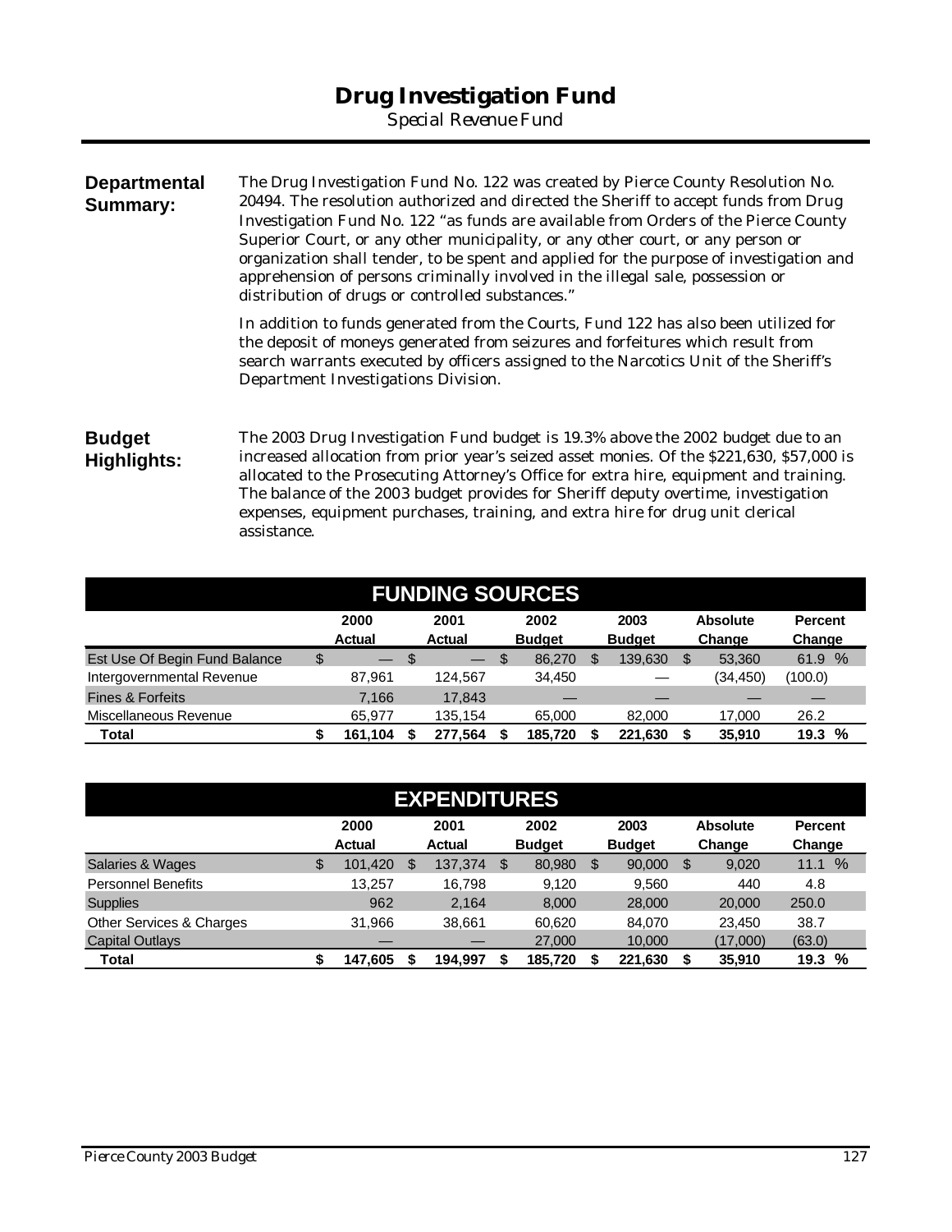# Drug Investigation Fund

*Special Revenue Fund*

**Departmental Summary:**

The Drug Investigation Fund No. 122 was created by Pierce County Resolution No. 20494. The resolution authorized and directed the Sheriff to accept funds from Drug Investigation Fund No. 122 "as funds are available from Orders of the Pierce County Superior Court, or any other municipality, or any other court, or any person or organization shall tender, to be spent and applied for the purpose of investigation and apprehension of persons criminally involved in the illegal sale, possession or distribution of drugs or controlled substances."

In addition to funds generated from the Courts, Fund 122 has also been utilized for the deposit of moneys generated from seizures and forfeitures which result from search warrants executed by officers assigned to the Narcotics Unit of the Sheriff's Department Investigations Division.

**Budget Highlights:**

The 2003 Drug Investigation Fund budget is 19.3% above the 2002 budget due to an increased allocation from prior year's seized asset monies. Of the $221,630, $57,000 is allocated to the Prosecuting Attorney's Office for extra hire, equipment and training. The balance of the 2003 budget provides for Sheriff deputy overtime, investigation expenses, equipment purchases, training, and extra hire for drug unit clerical assistance.

## FUNDING SOURCES

| | 2000 Actual | 2001 Actual | 2002 Budget | 2003 Budget | Absolute Change | Percent Change |
|---|---|---|---|---|---|---|
| Est Use Of Begin Fund Balance | $ — | $ — | $ 86,270 | $ 139,630 | $ 53,360 | 61.9 % |
| Intergovernmental Revenue | 87,961 | 124,567 | 34,450 | — | (34,450) | (100.0) |
| Fines & Forfeits | 7,166 | 17,843 | — | — | — | — |
| Miscellaneous Revenue | 65,977 | 135,154 | 65,000 | 82,000 | 17,000 | 26.2 |
| **Total** | **$ 161,104** | **$ 277,564** | **$ 185,720** | **$ 221,630** | **$ 35,910** | **19.3 %** |

## EXPENDITURES

| | 2000 Actual | 2001 Actual | 2002 Budget | 2003 Budget | Absolute Change | Percent Change |
|---|---|---|---|---|---|---|
| Salaries & Wages | $ 101,420 | $ 137,374 | $ 80,980 | $ 90,000 | $ 9,020 | 11.1 % |
| Personnel Benefits | 13,257 | 16,798 | 9,120 | 9,560 | 440 | 4.8 |
| Supplies | 962 | 2,164 | 8,000 | 28,000 | 20,000 | 250.0 |
| Other Services & Charges | 31,966 | 38,661 | 60,620 | 84,070 | 23,450 | 38.7 |
| Capital Outlays | — | — | 27,000 | 10,000 | (17,000) | (63.0) |
| **Total** | **$ 147,605** | **$ 194,997** | **$ 185,720** | **$ 221,630** | **$ 35,910** | **19.3 %** |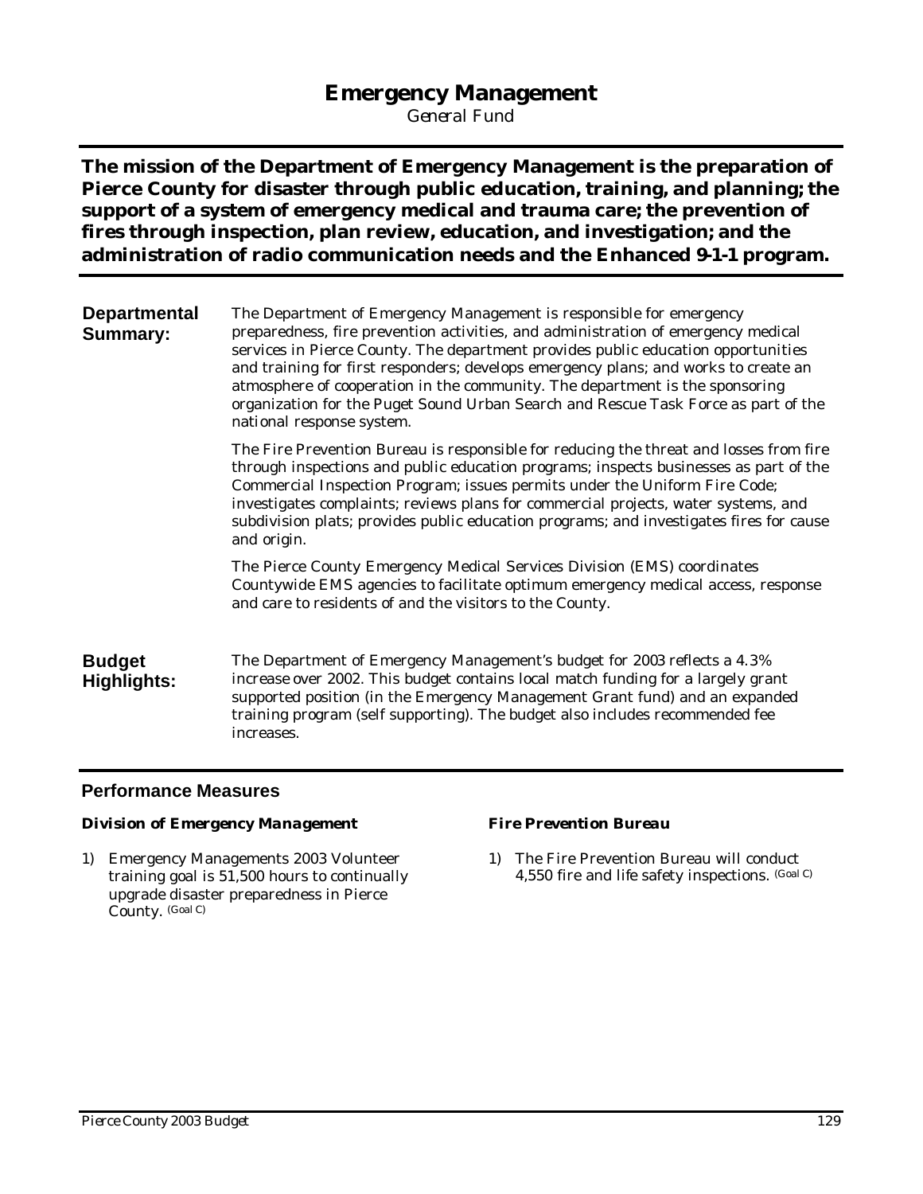# Emergency Management

*General Fund*

**The mission of the Department of Emergency Management is the preparation of Pierce County for disaster through public education, training, and planning; the support of a system of emergency medical and trauma care; the prevention of fires through inspection, plan review, education, and investigation; and the administration of radio communication needs and the Enhanced 9-1-1 program.**

**Departmental Summary:**

The Department of Emergency Management is responsible for emergency preparedness, fire prevention activities, and administration of emergency medical services in Pierce County. The department provides public education opportunities and training for first responders; develops emergency plans; and works to create an atmosphere of cooperation in the community. The department is the sponsoring organization for the Puget Sound Urban Search and Rescue Task Force as part of the national response system.

The Fire Prevention Bureau is responsible for reducing the threat and losses from fire through inspections and public education programs; inspects businesses as part of the Commercial Inspection Program; issues permits under the Uniform Fire Code; investigates complaints; reviews plans for commercial projects, water systems, and subdivision plats; provides public education programs; and investigates fires for cause and origin.

The Pierce County Emergency Medical Services Division (EMS) coordinates Countywide EMS agencies to facilitate optimum emergency medical access, response and care to residents of and the visitors to the County.

**Budget Highlights:**

The Department of Emergency Management's budget for 2003 reflects a 4.3% increase over 2002. This budget contains local match funding for a largely grant supported position (in the Emergency Management Grant fund) and an expanded training program (self supporting). The budget also includes recommended fee increases.

## Performance Measures

***Division of Emergency Management***

1) Emergency Managements 2003 Volunteer training goal is 51,500 hours to continually upgrade disaster preparedness in Pierce County. (Goal C)

***Fire Prevention Bureau***

1) The Fire Prevention Bureau will conduct 4,550 fire and life safety inspections. (Goal C)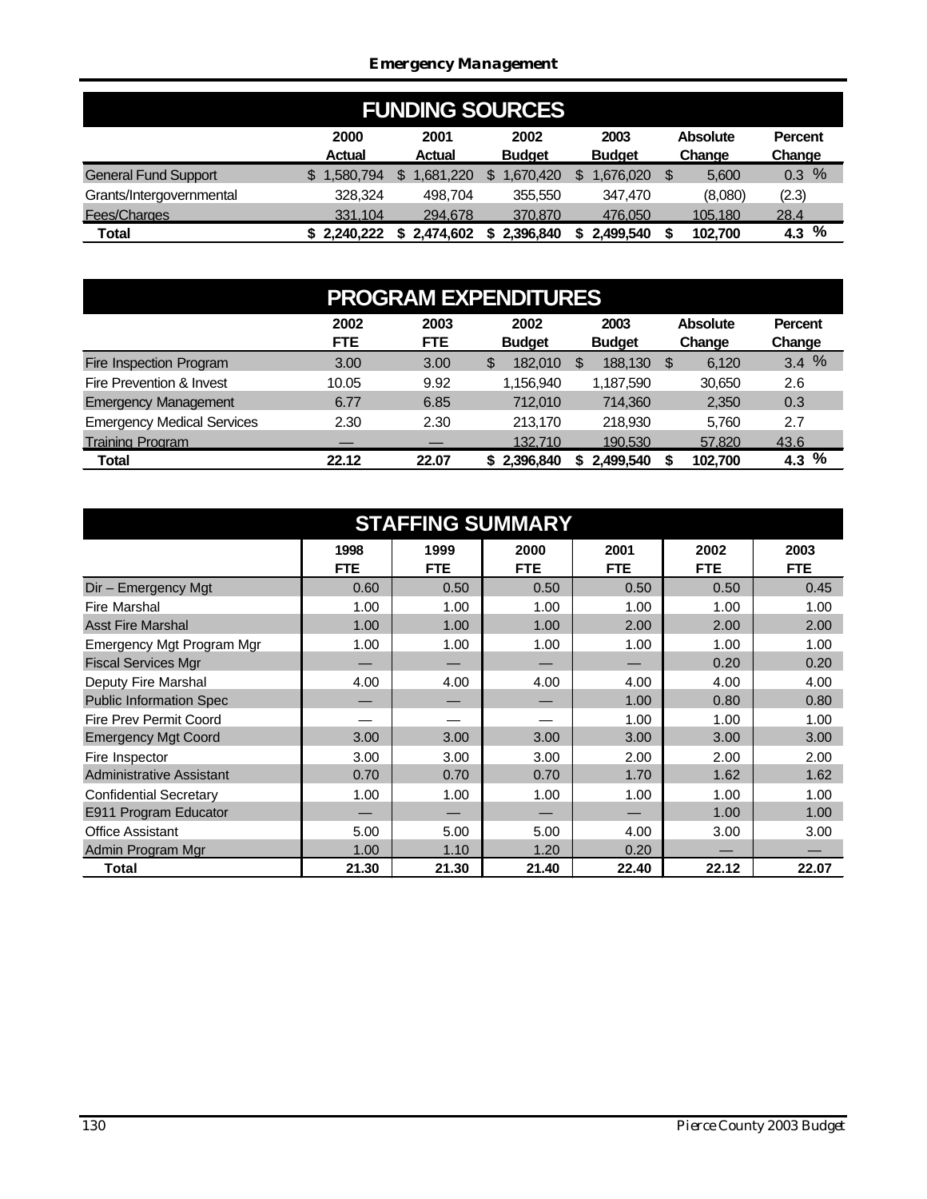## Emergency Management

### FUNDING SOURCES

| | 2000 Actual | 2001 Actual | 2002 Budget | 2003 Budget | Absolute Change | Percent Change |
|---|---|---|---|---|---|---|
| General Fund Support | $ 1,580,794 | $ 1,681,220 | $ 1,670,420 | $ 1,676,020 | $ 5,600 | 0.3 % |
| Grants/Intergovernmental | 328,324 | 498,704 | 355,550 | 347,470 | (8,080) | (2.3) |
| Fees/Charges | 331,104 | 294,678 | 370,870 | 476,050 | 105,180 | 28.4 |
| **Total** | **$ 2,240,222** | **$ 2,474,602** | **$ 2,396,840** | **$ 2,499,540** | **$ 102,700** | **4.3 %** |

### PROGRAM EXPENDITURES

| | 2002 FTE | 2003 FTE | 2002 Budget | 2003 Budget | Absolute Change | Percent Change |
|---|---|---|---|---|---|---|
| Fire Inspection Program | 3.00 | 3.00 | $ 182,010 | $ 188,130 | $ 6,120 | 3.4 % |
| Fire Prevention & Invest | 10.05 | 9.92 | 1,156,940 | 1,187,590 | 30,650 | 2.6 |
| Emergency Management | 6.77 | 6.85 | 712,010 | 714,360 | 2,350 | 0.3 |
| Emergency Medical Services | 2.30 | 2.30 | 213,170 | 218,930 | 5,760 | 2.7 |
| Training Program | — | — | 132,710 | 190,530 | 57,820 | 43.6 |
| **Total** | **22.12** | **22.07** | **$ 2,396,840** | **$ 2,499,540** | **$ 102,700** | **4.3 %** |

### STAFFING SUMMARY

| | 1998 FTE | 1999 FTE | 2000 FTE | 2001 FTE | 2002 FTE | 2003 FTE |
|---|---|---|---|---|---|---|
| Dir – Emergency Mgt | 0.60 | 0.50 | 0.50 | 0.50 | 0.50 | 0.45 |
| Fire Marshal | 1.00 | 1.00 | 1.00 | 1.00 | 1.00 | 1.00 |
| Asst Fire Marshal | 1.00 | 1.00 | 1.00 | 2.00 | 2.00 | 2.00 |
| Emergency Mgt Program Mgr | 1.00 | 1.00 | 1.00 | 1.00 | 1.00 | 1.00 |
| Fiscal Services Mgr | — | — | — | — | 0.20 | 0.20 |
| Deputy Fire Marshal | 4.00 | 4.00 | 4.00 | 4.00 | 4.00 | 4.00 |
| Public Information Spec | — | — | — | 1.00 | 0.80 | 0.80 |
| Fire Prev Permit Coord | — | — | — | 1.00 | 1.00 | 1.00 |
| Emergency Mgt Coord | 3.00 | 3.00 | 3.00 | 3.00 | 3.00 | 3.00 |
| Fire Inspector | 3.00 | 3.00 | 3.00 | 2.00 | 2.00 | 2.00 |
| Administrative Assistant | 0.70 | 0.70 | 0.70 | 1.70 | 1.62 | 1.62 |
| Confidential Secretary | 1.00 | 1.00 | 1.00 | 1.00 | 1.00 | 1.00 |
| E911 Program Educator | — | — | — | — | 1.00 | 1.00 |
| Office Assistant | 5.00 | 5.00 | 5.00 | 4.00 | 3.00 | 3.00 |
| Admin Program Mgr | 1.00 | 1.10 | 1.20 | 0.20 | — | — |
| **Total** | **21.30** | **21.30** | **21.40** | **22.40** | **22.12** | **22.07** |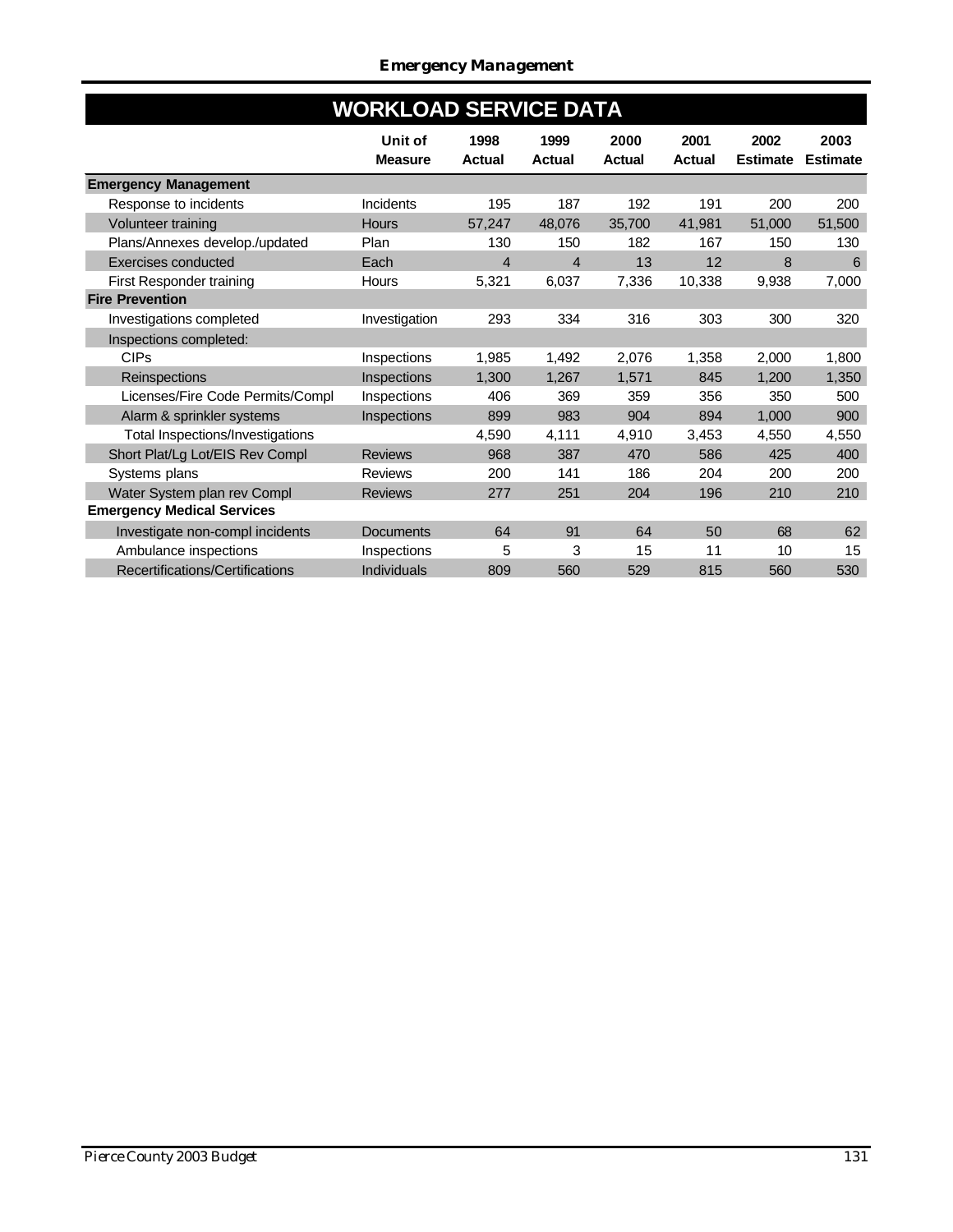## WORKLOAD SERVICE DATA

| | Unit of Measure | 1998 Actual | 1999 Actual | 2000 Actual | 2001 Actual | 2002 Estimate | 2003 Estimate |
|---|---|---|---|---|---|---|---|
| **Emergency Management** | | | | | | | |
| Response to incidents | Incidents | 195 | 187 | 192 | 191 | 200 | 200 |
| Volunteer training | Hours | 57,247 | 48,076 | 35,700 | 41,981 | 51,000 | 51,500 |
| Plans/Annexes develop./updated | Plan | 130 | 150 | 182 | 167 | 150 | 130 |
| Exercises conducted | Each | 4 | 4 | 13 | 12 | 8 | 6 |
| First Responder training | Hours | 5,321 | 6,037 | 7,336 | 10,338 | 9,938 | 7,000 |
| **Fire Prevention** | | | | | | | |
| Investigations completed | Investigation | 293 | 334 | 316 | 303 | 300 | 320 |
| Inspections completed: | | | | | | | |
| CIPs | Inspections | 1,985 | 1,492 | 2,076 | 1,358 | 2,000 | 1,800 |
| Reinspections | Inspections | 1,300 | 1,267 | 1,571 | 845 | 1,200 | 1,350 |
| Licenses/Fire Code Permits/Compl | Inspections | 406 | 369 | 359 | 356 | 350 | 500 |
| Alarm & sprinkler systems | Inspections | 899 | 983 | 904 | 894 | 1,000 | 900 |
| Total Inspections/Investigations | | 4,590 | 4,111 | 4,910 | 3,453 | 4,550 | 4,550 |
| Short Plat/Lg Lot/EIS Rev Compl | Reviews | 968 | 387 | 470 | 586 | 425 | 400 |
| Systems plans | Reviews | 200 | 141 | 186 | 204 | 200 | 200 |
| Water System plan rev Compl | Reviews | 277 | 251 | 204 | 196 | 210 | 210 |
| **Emergency Medical Services** | | | | | | | |
| Investigate non-compl incidents | Documents | 64 | 91 | 64 | 50 | 68 | 62 |
| Ambulance inspections | Inspections | 5 | 3 | 15 | 11 | 10 | 15 |
| Recertifications/Certifications | Individuals | 809 | 560 | 529 | 815 | 560 | 530 |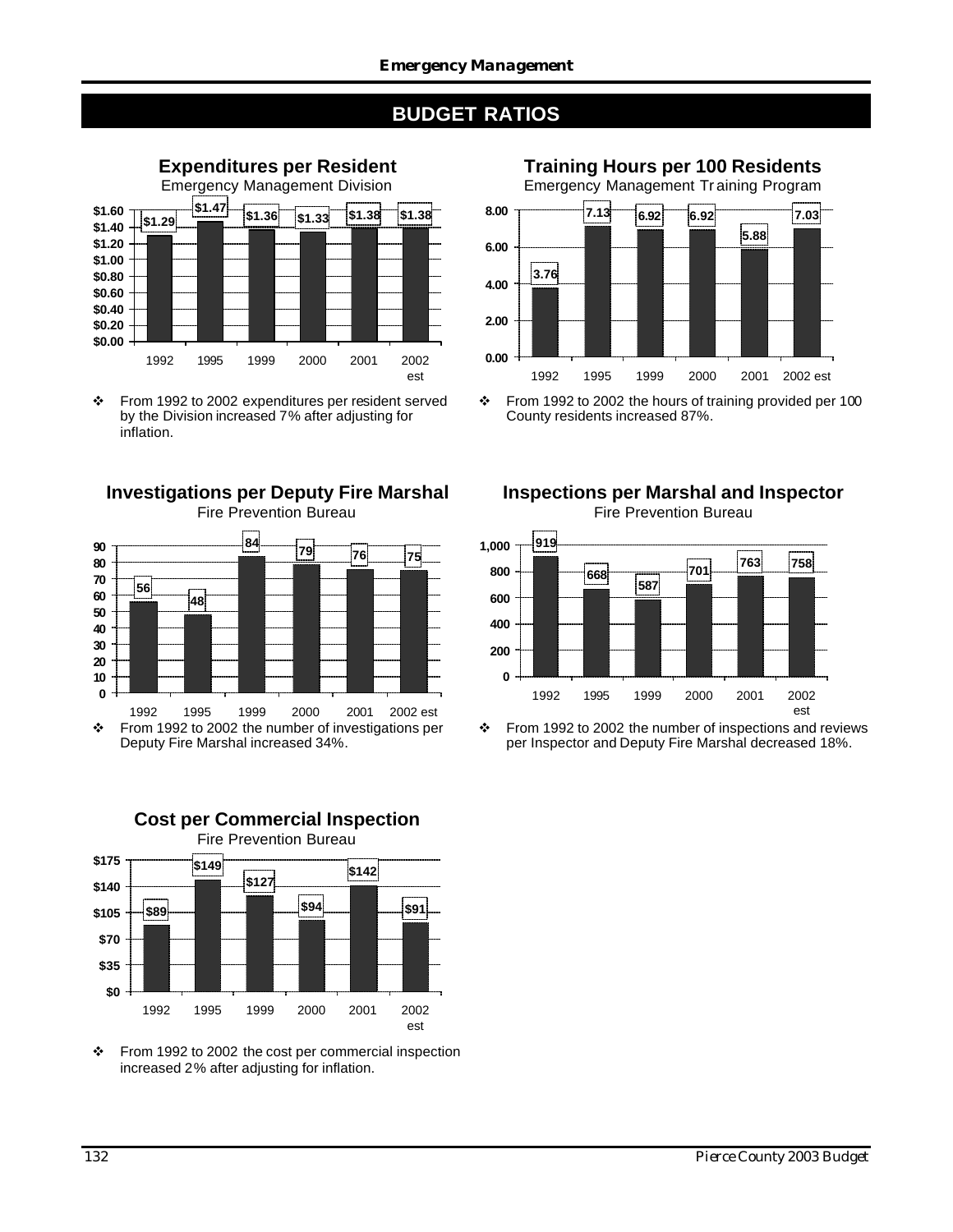## BUDGET RATIOS

### Expenditures per Resident

Emergency Management Division

| Year | Expenditures per Resident |
|---|---|
| 1992 | $1.29 |
| 1995 | $1.47 |
| 1999 | $1.36 |
| 2000 | $1.33 |
| 2001 | $1.38 |
| 2002 est | $1.38 |

- From 1992 to 2002 expenditures per resident served by the Division increased 7% after adjusting for inflation.

### Training Hours per 100 Residents

Emergency Management Training Program

| Year | Training Hours per 100 Residents |
|---|---|
| 1992 | 3.76 |
| 1995 | 7.13 |
| 1999 | 6.92 |
| 2000 | 6.92 |
| 2001 | 5.88 |
| 2002 est | 7.03 |

- From 1992 to 2002 the hours of training provided per 100 County residents increased 87%.

### Investigations per Deputy Fire Marshal

Fire Prevention Bureau

| Year | Investigations per Deputy Fire Marshal |
|---|---|
| 1992 | 56 |
| 1995 | 48 |
| 1999 | 84 |
| 2000 | 79 |
| 2001 | 76 |
| 2002 est | 75 |

- From 1992 to 2002 the number of investigations per Deputy Fire Marshal increased 34%.

### Inspections per Marshal and Inspector

Fire Prevention Bureau

| Year | Inspections per Marshal and Inspector |
|---|---|
| 1992 | 919 |
| 1995 | 668 |
| 1999 | 587 |
| 2000 | 701 |
| 2001 | 763 |
| 2002 est | 758 |

- From 1992 to 2002 the number of inspections and reviews per Inspector and Deputy Fire Marshal decreased 18%.

### Cost per Commercial Inspection

Fire Prevention Bureau

| Year | Cost per Commercial Inspection |
|---|---|
| 1992 | $89 |
| 1995 | $149 |
| 1999 | $127 |
| 2000 | $94 |
| 2001 | $142 |
| 2002 est | $91 |

- From 1992 to 2002 the cost per commercial inspection increased 2% after adjusting for inflation.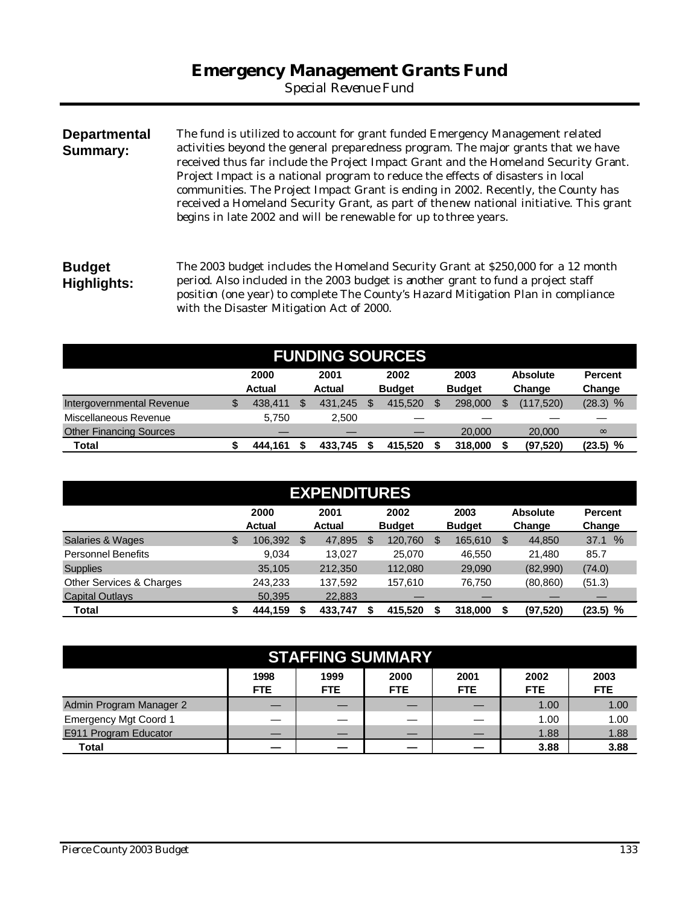# Emergency Management Grants Fund

*Special Revenue Fund*

**Departmental Summary:**

The fund is utilized to account for grant funded Emergency Management related activities beyond the general preparedness program. The major grants that we have received thus far include the Project Impact Grant and the Homeland Security Grant. Project Impact is a national program to reduce the effects of disasters in local communities. The Project Impact Grant is ending in 2002. Recently, the County has received a Homeland Security Grant, as part of the new national initiative. This grant begins in late 2002 and will be renewable for up to three years.

**Budget Highlights:**

The 2003 budget includes the Homeland Security Grant at $250,000 for a 12 month period. Also included in the 2003 budget is another grant to fund a project staff position (one year) to complete The County's Hazard Mitigation Plan in compliance with the Disaster Mitigation Act of 2000.

## FUNDING SOURCES

| | 2000 Actual | 2001 Actual | 2002 Budget | 2003 Budget | Absolute Change | Percent Change |
|---|---|---|---|---|---|---|
| Intergovernmental Revenue | $ 438,411 | $ 431,245 | $ 415,520 | $ 298,000 | $ (117,520) | (28.3) % |
| Miscellaneous Revenue | 5,750 | 2,500 | — | — | — | — |
| Other Financing Sources | — | — | — | 20,000 | 20,000 | ∞ |
| **Total** | **$ 444,161** | **$ 433,745** | **$ 415,520** | **$ 318,000** | **$ (97,520)** | **(23.5) %** |

## EXPENDITURES

| | 2000 Actual | 2001 Actual | 2002 Budget | 2003 Budget | Absolute Change | Percent Change |
|---|---|---|---|---|---|---|
| Salaries & Wages | $ 106,392 | $ 47,895 | $ 120,760 | $ 165,610 | $ 44,850 | 37.1 % |
| Personnel Benefits | 9,034 | 13,027 | 25,070 | 46,550 | 21,480 | 85.7 |
| Supplies | 35,105 | 212,350 | 112,080 | 29,090 | (82,990) | (74.0) |
| Other Services & Charges | 243,233 | 137,592 | 157,610 | 76,750 | (80,860) | (51.3) |
| Capital Outlays | 50,395 | 22,883 | — | — | — | — |
| **Total** | **$ 444,159** | **$ 433,747** | **$ 415,520** | **$ 318,000** | **$ (97,520)** | **(23.5) %** |

## STAFFING SUMMARY

| | 1998 FTE | 1999 FTE | 2000 FTE | 2001 FTE | 2002 FTE | 2003 FTE |
|---|---|---|---|---|---|---|
| Admin Program Manager 2 | — | — | — | — | 1.00 | 1.00 |
| Emergency Mgt Coord 1 | — | — | — | — | 1.00 | 1.00 |
| E911 Program Educator | — | — | — | — | 1.88 | 1.88 |
| **Total** | **—** | **—** | **—** | **—** | **3.88** | **3.88** |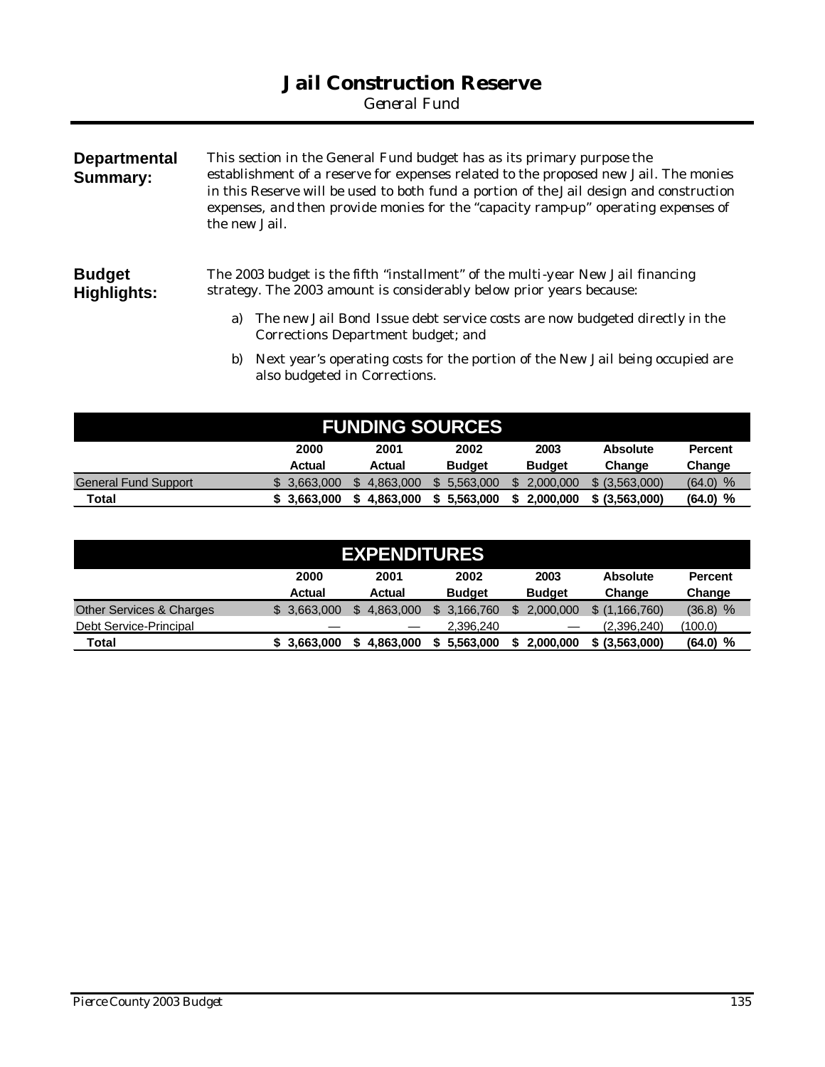# Jail Construction Reserve

*General Fund*

**Departmental Summary:**

This section in the General Fund budget has as its primary purpose the establishment of a reserve for expenses related to the proposed new Jail. The monies in this Reserve will be used to both fund a portion of the Jail design and construction expenses, and then provide monies for the "capacity ramp-up" operating expenses of the new Jail.

**Budget Highlights:**

The 2003 budget is the fifth "installment" of the multi-year New Jail financing strategy. The 2003 amount is considerably below prior years because:

a) The new Jail Bond Issue debt service costs are now budgeted directly in the Corrections Department budget; and

b) Next year's operating costs for the portion of the New Jail being occupied are also budgeted in Corrections.

## FUNDING SOURCES

| | 2000 Actual | 2001 Actual | 2002 Budget | 2003 Budget | Absolute Change | Percent Change |
|---|---|---|---|---|---|---|
| General Fund Support | $ 3,663,000 | $ 4,863,000 | $ 5,563,000 | $ 2,000,000 | $ (3,563,000) | (64.0) % |
| **Total** | **$ 3,663,000** | **$ 4,863,000** | **$ 5,563,000** | **$ 2,000,000** | **$ (3,563,000)** | **(64.0) %** |

## EXPENDITURES

| | 2000 Actual | 2001 Actual | 2002 Budget | 2003 Budget | Absolute Change | Percent Change |
|---|---|---|---|---|---|---|
| Other Services & Charges | $ 3,663,000 | $ 4,863,000 | $ 3,166,760 | $ 2,000,000 | $ (1,166,760) | (36.8) % |
| Debt Service-Principal | — | — | 2,396,240 | — | (2,396,240) | (100.0) |
| **Total** | **$ 3,663,000** | **$ 4,863,000** | **$ 5,563,000** | **$ 2,000,000** | **$ (3,563,000)** | **(64.0) %** |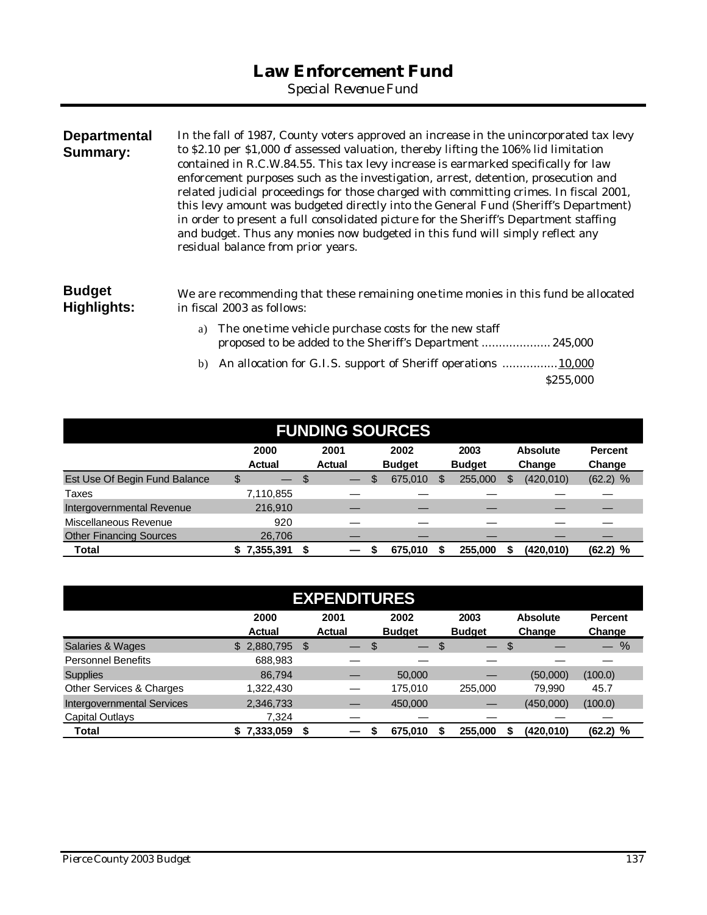# Law Enforcement Fund

*Special Revenue Fund*

**Departmental Summary:**

In the fall of 1987, County voters approved an increase in the unincorporated tax levy to $2.10 per $1,000 of assessed valuation, thereby lifting the 106% lid limitation contained in R.C.W.84.55. This tax levy increase is earmarked specifically for law enforcement purposes such as the investigation, arrest, detention, prosecution and related judicial proceedings for those charged with committing crimes. In fiscal 2001, this levy amount was budgeted directly into the General Fund (Sheriff's Department) in order to present a full consolidated picture for the Sheriff's Department staffing and budget. Thus any monies now budgeted in this fund will simply reflect any residual balance from prior years.

**Budget Highlights:**

We are recommending that these remaining one-time monies in this fund be allocated in fiscal 2003 as follows:

a) The one-time vehicle purchase costs for the new staff proposed to be added to the Sheriff's Department .................... 245,000

b) An allocation for G.I.S. support of Sheriff operations ................10,000

$255,000

## FUNDING SOURCES

| | 2000 Actual | 2001 Actual | 2002 Budget | 2003 Budget | Absolute Change | Percent Change |
|---|---|---|---|---|---|---|
| Est Use Of Begin Fund Balance | $ — | $ — | $ 675,010 | $ 255,000 | $ (420,010) | (62.2) % |
| Taxes | 7,110,855 | — | — | — | — | — |
| Intergovernmental Revenue | 216,910 | — | — | — | — | — |
| Miscellaneous Revenue | 920 | — | — | — | — | — |
| Other Financing Sources | 26,706 | — | — | — | — | — |
| **Total** | **$ 7,355,391** | **$ —** | **$ 675,010** | **$ 255,000** | **$ (420,010)** | **(62.2) %** |

## EXPENDITURES

| | 2000 Actual | 2001 Actual | 2002 Budget | 2003 Budget | Absolute Change | Percent Change |
|---|---|---|---|---|---|---|
| Salaries & Wages | $ 2,880,795 | $ — | $ — | $ — | $ — | — % |
| Personnel Benefits | 688,983 | — | — | — | — | — |
| Supplies | 86,794 | — | 50,000 | — | (50,000) | (100.0) |
| Other Services & Charges | 1,322,430 | — | 175,010 | 255,000 | 79,990 | 45.7 |
| Intergovernmental Services | 2,346,733 | — | 450,000 | — | (450,000) | (100.0) |
| Capital Outlays | 7,324 | — | — | — | — | — |
| **Total** | **$ 7,333,059** | **$ —** | **$ 675,010** | **$ 255,000** | **$ (420,010)** | **(62.2) %** |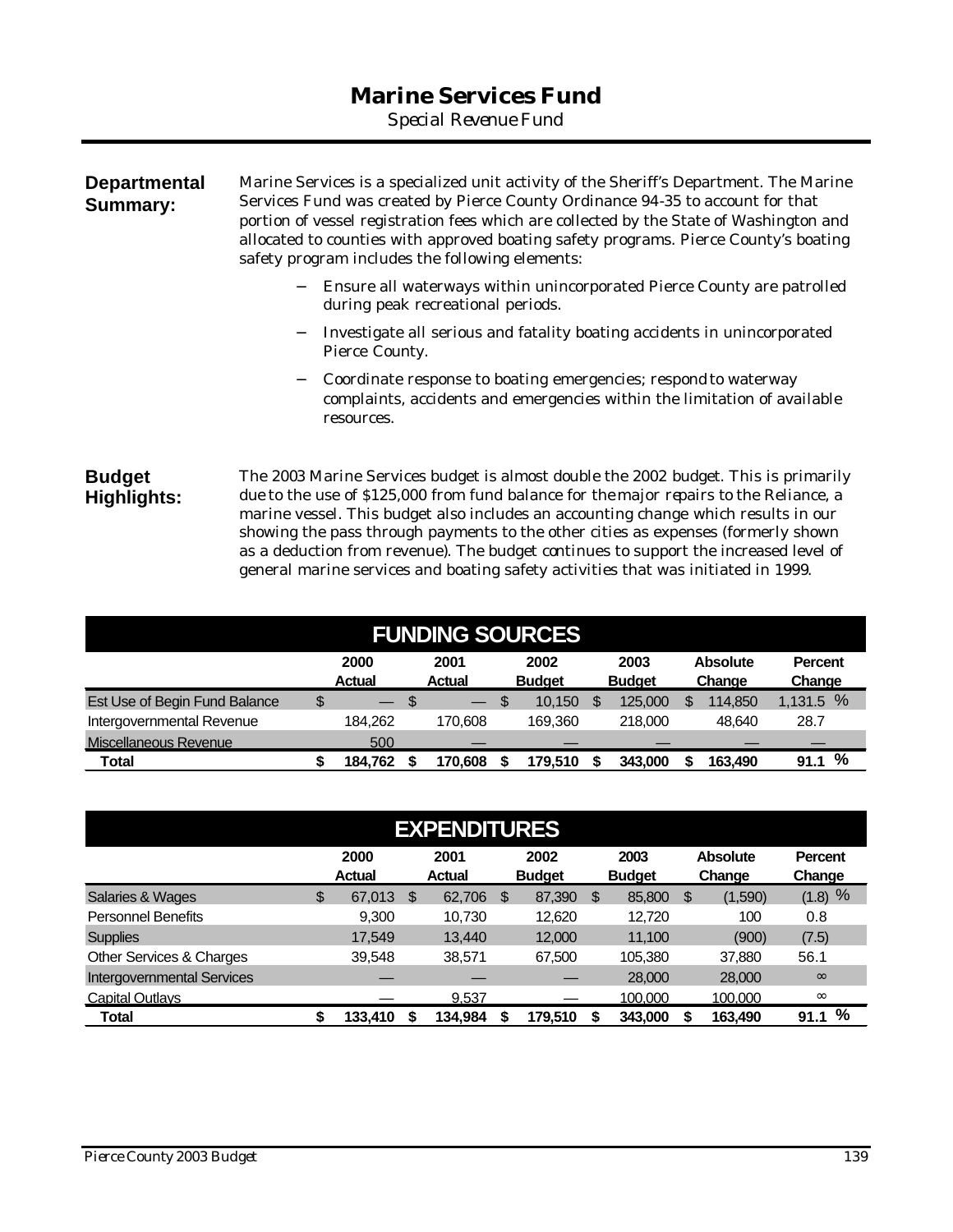# Marine Services Fund

*Special Revenue Fund*

**Departmental Summary:**

Marine Services is a specialized unit activity of the Sheriff's Department. The Marine Services Fund was created by Pierce County Ordinance 94-35 to account for that portion of vessel registration fees which are collected by the State of Washington and allocated to counties with approved boating safety programs. Pierce County's boating safety program includes the following elements:

- Ensure all waterways within unincorporated Pierce County are patrolled during peak recreational periods.
- Investigate all serious and fatality boating accidents in unincorporated Pierce County.
- Coordinate response to boating emergencies; respond to waterway complaints, accidents and emergencies within the limitation of available resources.

**Budget Highlights:**

The 2003 Marine Services budget is almost double the 2002 budget. This is primarily due to the use of $125,000 from fund balance for the major repairs to the Reliance, a marine vessel. This budget also includes an accounting change which results in our showing the pass through payments to the other cities as expenses (formerly shown as a deduction from revenue). The budget continues to support the increased level of general marine services and boating safety activities that was initiated in 1999.

## FUNDING SOURCES

| | 2000 Actual | 2001 Actual | 2002 Budget | 2003 Budget | Absolute Change | Percent Change |
|---|---|---|---|---|---|---|
| Est Use of Begin Fund Balance | $ — | $ — | $ 10,150 | $ 125,000 | $ 114,850 | 1,131.5 % |
| Intergovernmental Revenue | 184,262 | 170,608 | 169,360 | 218,000 | 48,640 | 28.7 |
| Miscellaneous Revenue | 500 | — | — | — | — | — |
| **Total** | **$ 184,762** | **$ 170,608** | **$ 179,510** | **$ 343,000** | **$ 163,490** | **91.1 %** |

## EXPENDITURES

| | 2000 Actual | 2001 Actual | 2002 Budget | 2003 Budget | Absolute Change | Percent Change |
|---|---|---|---|---|---|---|
| Salaries & Wages | $ 67,013 | $ 62,706 | $ 87,390 | $ 85,800 | $ (1,590) | (1.8) % |
| Personnel Benefits | 9,300 | 10,730 | 12,620 | 12,720 | 100 | 0.8 |
| Supplies | 17,549 | 13,440 | 12,000 | 11,100 | (900) | (7.5) |
| Other Services & Charges | 39,548 | 38,571 | 67,500 | 105,380 | 37,880 | 56.1 |
| Intergovernmental Services | — | — | — | 28,000 | 28,000 | ∞ |
| Capital Outlays | — | 9,537 | — | 100,000 | 100,000 | ∞ |
| **Total** | **$ 133,410** | **$ 134,984** | **$ 179,510** | **$ 343,000** | **$ 163,490** | **91.1 %** |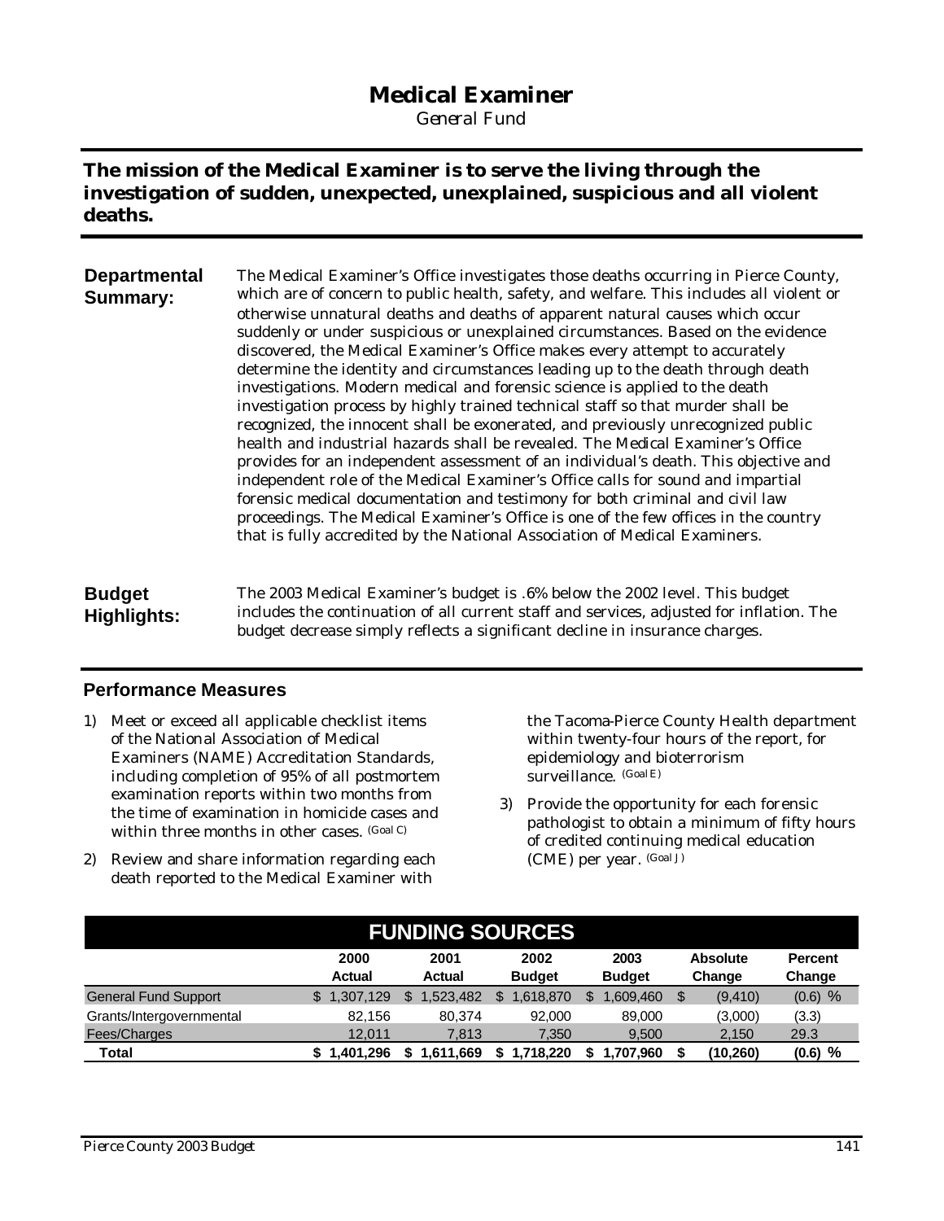# Medical Examiner

*General Fund*

**The mission of the Medical Examiner is to serve the living through the investigation of sudden, unexpected, unexplained, suspicious and all violent deaths.**

**Departmental Summary:**

The Medical Examiner's Office investigates those deaths occurring in Pierce County, which are of concern to public health, safety, and welfare. This includes all violent or otherwise unnatural deaths and deaths of apparent natural causes which occur suddenly or under suspicious or unexplained circumstances. Based on the evidence discovered, the Medical Examiner's Office makes every attempt to accurately determine the identity and circumstances leading up to the death through death investigations. Modern medical and forensic science is applied to the death investigation process by highly trained technical staff so that murder shall be recognized, the innocent shall be exonerated, and previously unrecognized public health and industrial hazards shall be revealed. The Medical Examiner's Office provides for an independent assessment of an individual's death. This objective and independent role of the Medical Examiner's Office calls for sound and impartial forensic medical documentation and testimony for both criminal and civil law proceedings. The Medical Examiner's Office is one of the few offices in the country that is fully accredited by the National Association of Medical Examiners.

**Budget Highlights:**

The 2003 Medical Examiner's budget is .6% below the 2002 level. This budget includes the continuation of all current staff and services, adjusted for inflation. The budget decrease simply reflects a significant decline in insurance charges.

## Performance Measures

1) Meet or exceed all applicable checklist items of the National Association of Medical Examiners (NAME) Accreditation Standards, including completion of 95% of all postmortem examination reports within two months from the time of examination in homicide cases and within three months in other cases. (Goal C)
2) Review and share information regarding each death reported to the Medical Examiner with the Tacoma-Pierce County Health department within twenty-four hours of the report, for epidemiology and bioterrorism surveillance. (Goal E)
3) Provide the opportunity for each forensic pathologist to obtain a minimum of fifty hours of credited continuing medical education (CME) per year. (Goal J)

| FUNDING SOURCES | 2000 Actual | 2001 Actual | 2002 Budget | 2003 Budget | Absolute Change | Percent Change |
|---|---|---|---|---|---|---|
| General Fund Support | $ 1,307,129 | $ 1,523,482 | $ 1,618,870 | $ 1,609,460 | $ (9,410) | (0.6) % |
| Grants/Intergovernmental | 82,156 | 80,374 | 92,000 | 89,000 | (3,000) | (3.3) |
| Fees/Charges | 12,011 | 7,813 | 7,350 | 9,500 | 2,150 | 29.3 |
| **Total** | **$ 1,401,296** | **$ 1,611,669** | **$ 1,718,220** | **$ 1,707,960** | **$ (10,260)** | **(0.6) %** |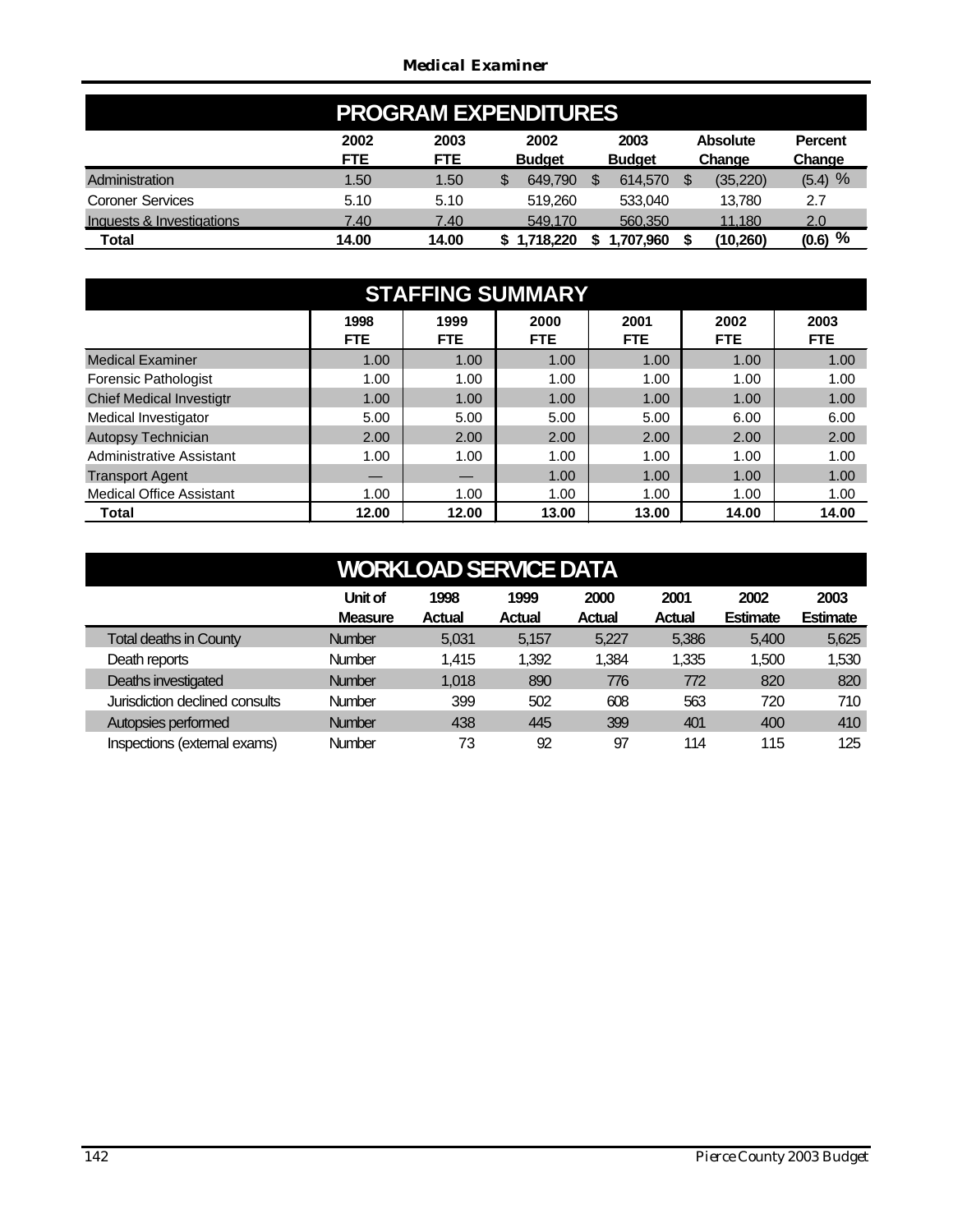## PROGRAM EXPENDITURES

| | 2002 FTE | 2003 FTE | 2002 Budget | 2003 Budget | Absolute Change | Percent Change |
|---|---|---|---|---|---|---|
| Administration | 1.50 | 1.50 | $ 649,790 | $ 614,570 | $ (35,220) | (5.4) % |
| Coroner Services | 5.10 | 5.10 | 519,260 | 533,040 | 13,780 | 2.7 |
| Inquests & Investigations | 7.40 | 7.40 | 549,170 | 560,350 | 11,180 | 2.0 |
| **Total** | **14.00** | **14.00** | **$ 1,718,220** | **$ 1,707,960** | **$ (10,260)** | **(0.6) %** |

## STAFFING SUMMARY

| | 1998 FTE | 1999 FTE | 2000 FTE | 2001 FTE | 2002 FTE | 2003 FTE |
|---|---|---|---|---|---|---|
| Medical Examiner | 1.00 | 1.00 | 1.00 | 1.00 | 1.00 | 1.00 |
| Forensic Pathologist | 1.00 | 1.00 | 1.00 | 1.00 | 1.00 | 1.00 |
| Chief Medical Investigtr | 1.00 | 1.00 | 1.00 | 1.00 | 1.00 | 1.00 |
| Medical Investigator | 5.00 | 5.00 | 5.00 | 5.00 | 6.00 | 6.00 |
| Autopsy Technician | 2.00 | 2.00 | 2.00 | 2.00 | 2.00 | 2.00 |
| Administrative Assistant | 1.00 | 1.00 | 1.00 | 1.00 | 1.00 | 1.00 |
| Transport Agent | — | — | 1.00 | 1.00 | 1.00 | 1.00 |
| Medical Office Assistant | 1.00 | 1.00 | 1.00 | 1.00 | 1.00 | 1.00 |
| **Total** | **12.00** | **12.00** | **13.00** | **13.00** | **14.00** | **14.00** |

## WORKLOAD SERVICE DATA

| | Unit of Measure | 1998 Actual | 1999 Actual | 2000 Actual | 2001 Actual | 2002 Estimate | 2003 Estimate |
|---|---|---|---|---|---|---|---|
| Total deaths in County | Number | 5,031 | 5,157 | 5,227 | 5,386 | 5,400 | 5,625 |
| Death reports | Number | 1,415 | 1,392 | 1,384 | 1,335 | 1,500 | 1,530 |
| Deaths investigated | Number | 1,018 | 890 | 776 | 772 | 820 | 820 |
| Jurisdiction declined consults | Number | 399 | 502 | 608 | 563 | 720 | 710 |
| Autopsies performed | Number | 438 | 445 | 399 | 401 | 400 | 410 |
| Inspections (external exams) | Number | 73 | 92 | 97 | 114 | 115 | 125 |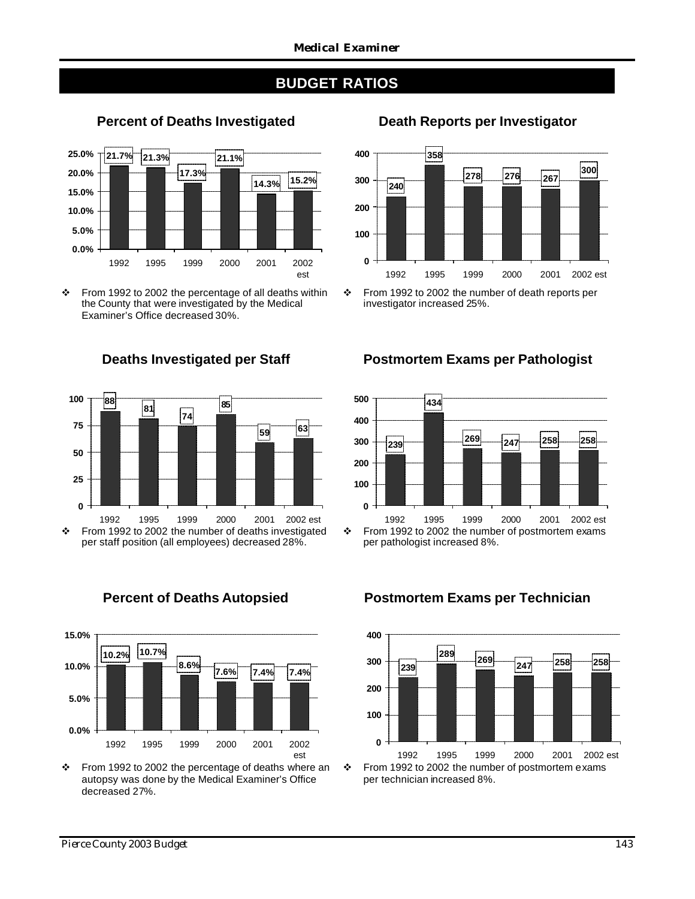# BUDGET RATIOS

## Percent of Deaths Investigated

| 1992 | 1995 | 1999 | 2000 | 2001 | 2002 est |
|---|---|---|---|---|---|
| 21.7% | 21.3% | 17.3% | 21.1% | 14.3% | 15.2% |

- From 1992 to 2002 the percentage of all deaths within the County that were investigated by the Medical Examiner's Office decreased 30%.

## Death Reports per Investigator

| 1992 | 1995 | 1999 | 2000 | 2001 | 2002 est |
|---|---|---|---|---|---|
| 240 | 358 | 278 | 276 | 267 | 300 |

- From 1992 to 2002 the number of death reports per investigator increased 25%.

## Deaths Investigated per Staff

| 1992 | 1995 | 1999 | 2000 | 2001 | 2002 est |
|---|---|---|---|---|---|
| 88 | 81 | 74 | 85 | 59 | 63 |

- From 1992 to 2002 the number of deaths investigated per staff position (all employees) decreased 28%.

## Postmortem Exams per Pathologist

| 1992 | 1995 | 1999 | 2000 | 2001 | 2002 est |
|---|---|---|---|---|---|
| 239 | 434 | 269 | 247 | 258 | 258 |

- From 1992 to 2002 the number of postmortem exams per pathologist increased 8%.

## Percent of Deaths Autopsied

| 1992 | 1995 | 1999 | 2000 | 2001 | 2002 est |
|---|---|---|---|---|---|
| 10.2% | 10.7% | 8.6% | 7.6% | 7.4% | 7.4% |

- From 1992 to 2002 the percentage of deaths where an autopsy was done by the Medical Examiner's Office decreased 27%.

## Postmortem Exams per Technician

| 1992 | 1995 | 1999 | 2000 | 2001 | 2002 est |
|---|---|---|---|---|---|
| 239 | 289 | 269 | 247 | 258 | 258 |

- From 1992 to 2002 the number of postmortem exams per technician increased 8%.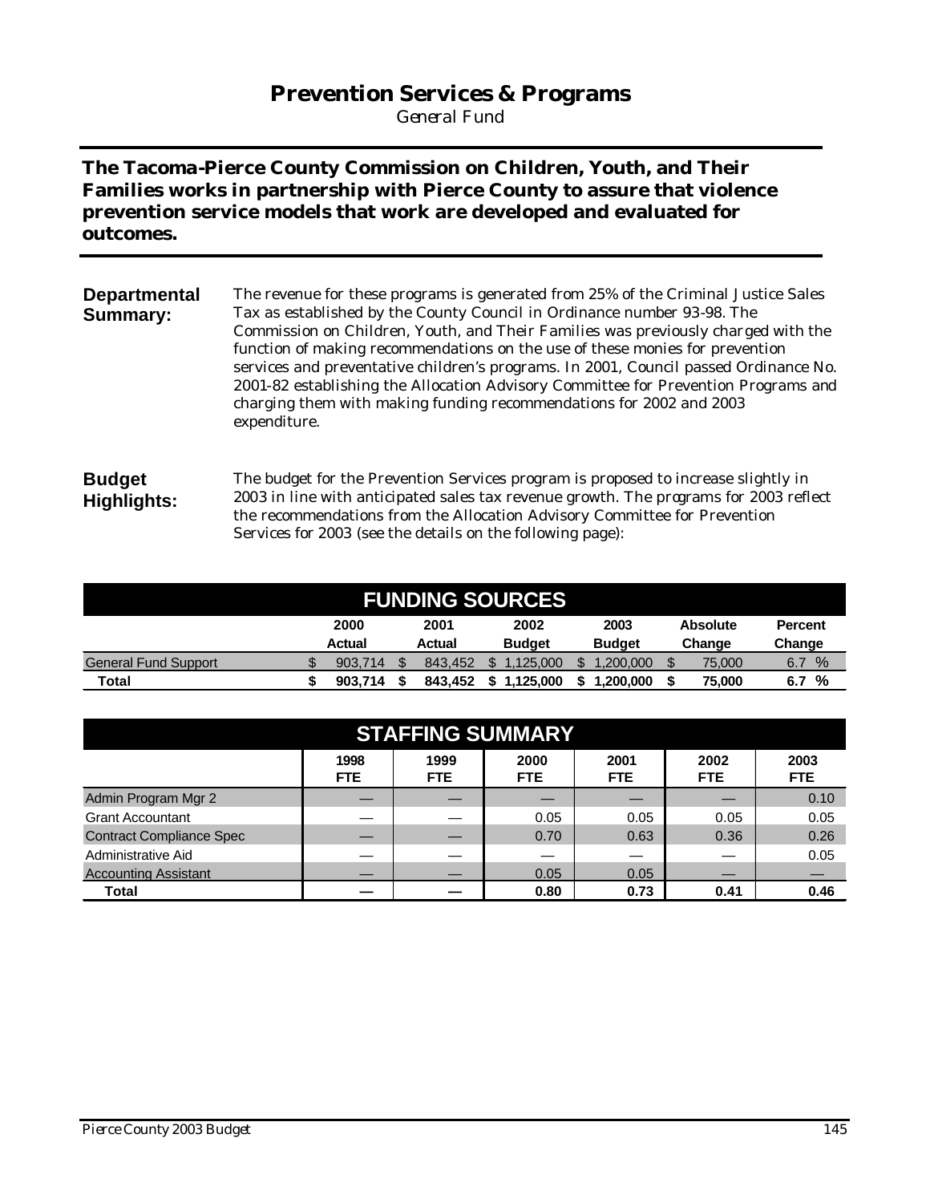# Prevention Services & Programs

*General Fund*

**The Tacoma-Pierce County Commission on Children, Youth, and Their Families works in partnership with Pierce County to assure that violence prevention service models that work are developed and evaluated for outcomes.**

**Departmental Summary:**

The revenue for these programs is generated from 25% of the Criminal Justice Sales Tax as established by the County Council in Ordinance number 93-98. The Commission on Children, Youth, and Their Families was previously charged with the function of making recommendations on the use of these monies for prevention services and preventative children's programs. In 2001, Council passed Ordinance No. 2001-82 establishing the Allocation Advisory Committee for Prevention Programs and charging them with making funding recommendations for 2002 and 2003 expenditure.

**Budget Highlights:**

The budget for the Prevention Services program is proposed to increase slightly in 2003 in line with anticipated sales tax revenue growth. The programs for 2003 reflect the recommendations from the Allocation Advisory Committee for Prevention Services for 2003 (see the details on the following page):

## FUNDING SOURCES

| | 2000 Actual | 2001 Actual | 2002 Budget | 2003 Budget | Absolute Change | Percent Change |
|---|---|---|---|---|---|---|
| General Fund Support | $ 903,714 | $ 843,452 | $ 1,125,000 | $ 1,200,000 | $ 75,000 | 6.7 % |
| **Total** | **$ 903,714** | **$ 843,452** | **$ 1,125,000** | **$ 1,200,000** | **$ 75,000** | **6.7 %** |

## STAFFING SUMMARY

| | 1998 FTE | 1999 FTE | 2000 FTE | 2001 FTE | 2002 FTE | 2003 FTE |
|---|---|---|---|---|---|---|
| Admin Program Mgr 2 | — | — | — | — | — | 0.10 |
| Grant Accountant | — | — | 0.05 | 0.05 | 0.05 | 0.05 |
| Contract Compliance Spec | — | — | 0.70 | 0.63 | 0.36 | 0.26 |
| Administrative Aid | — | — | — | — | — | 0.05 |
| Accounting Assistant | — | — | 0.05 | 0.05 | — | — |
| **Total** | **—** | **—** | **0.80** | **0.73** | **0.41** | **0.46** |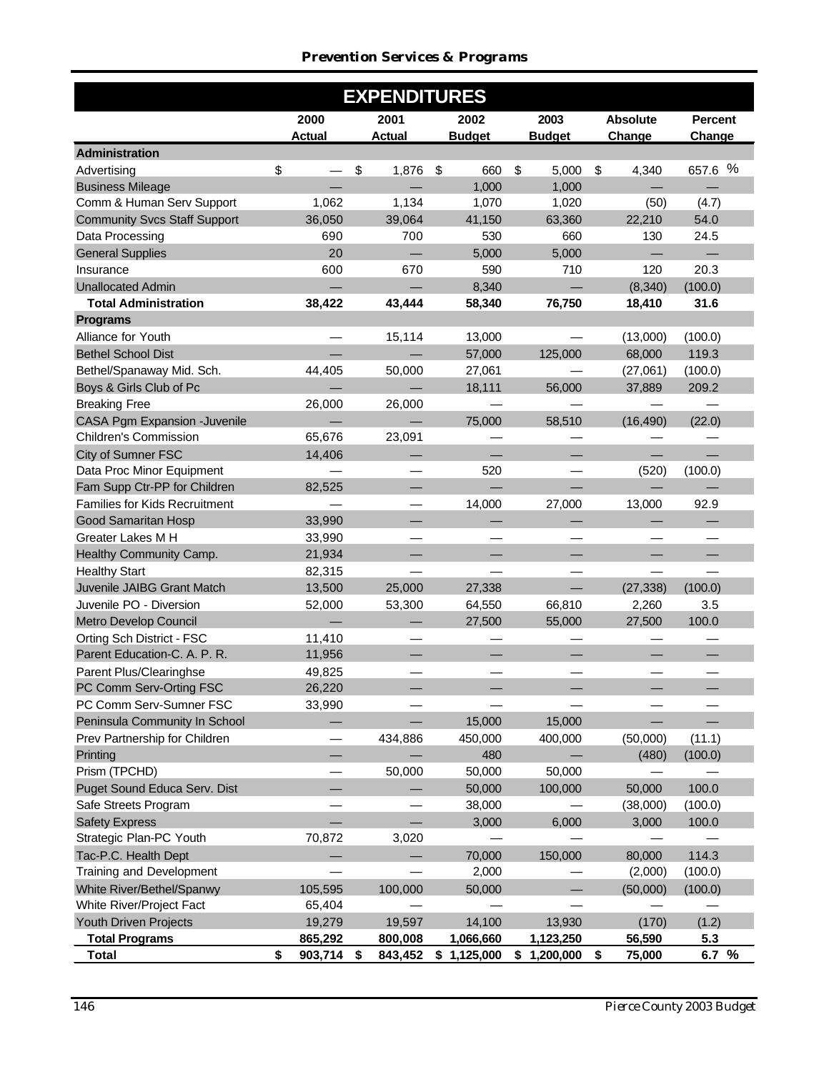## Prevention Services & Programs

| EXPENDITURES | 2000 Actual | 2001 Actual | 2002 Budget | 2003 Budget | Absolute Change | Percent Change |
|---|---|---|---|---|---|---|
| **Administration** | | | | | | |
| Advertising | $ — | $ 1,876 | $ 660 | $ 5,000 | $ 4,340 | 657.6 % |
| Business Mileage | — | — | 1,000 | 1,000 | — | — |
| Comm & Human Serv Support | 1,062 | 1,134 | 1,070 | 1,020 | (50) | (4.7) |
| Community Svcs Staff Support | 36,050 | 39,064 | 41,150 | 63,360 | 22,210 | 54.0 |
| Data Processing | 690 | 700 | 530 | 660 | 130 | 24.5 |
| General Supplies | 20 | — | 5,000 | 5,000 | — | — |
| Insurance | 600 | 670 | 590 | 710 | 120 | 20.3 |
| Unallocated Admin | — | — | 8,340 | — | (8,340) | (100.0) |
| **Total Administration** | **38,422** | **43,444** | **58,340** | **76,750** | **18,410** | **31.6** |
| **Programs** | | | | | | |
| Alliance for Youth | — | 15,114 | 13,000 | — | (13,000) | (100.0) |
| Bethel School Dist | — | — | 57,000 | 125,000 | 68,000 | 119.3 |
| Bethel/Spanaway Mid. Sch. | 44,405 | 50,000 | 27,061 | — | (27,061) | (100.0) |
| Boys & Girls Club of Pc | — | — | 18,111 | 56,000 | 37,889 | 209.2 |
| Breaking Free | 26,000 | 26,000 | — | — | — | — |
| CASA Pgm Expansion -Juvenile | — | — | 75,000 | 58,510 | (16,490) | (22.0) |
| Children's Commission | 65,676 | 23,091 | — | — | — | — |
| City of Sumner FSC | 14,406 | — | — | — | — | — |
| Data Proc Minor Equipment | — | — | 520 | — | (520) | (100.0) |
| Fam Supp Ctr-PP for Children | 82,525 | — | — | — | — | — |
| Families for Kids Recruitment | — | — | 14,000 | 27,000 | 13,000 | 92.9 |
| Good Samaritan Hosp | 33,990 | — | — | — | — | — |
| Greater Lakes M H | 33,990 | — | — | — | — | — |
| Healthy Community Camp. | 21,934 | — | — | — | — | — |
| Healthy Start | 82,315 | — | — | — | — | — |
| Juvenile JAIBG Grant Match | 13,500 | 25,000 | 27,338 | — | (27,338) | (100.0) |
| Juvenile PO - Diversion | 52,000 | 53,300 | 64,550 | 66,810 | 2,260 | 3.5 |
| Metro Develop Council | — | — | 27,500 | 55,000 | 27,500 | 100.0 |
| Orting Sch District - FSC | 11,410 | — | — | — | — | — |
| Parent Education-C. A. P. R. | 11,956 | — | — | — | — | — |
| Parent Plus/Clearinghse | 49,825 | — | — | — | — | — |
| PC Comm Serv-Orting FSC | 26,220 | — | — | — | — | — |
| PC Comm Serv-Sumner FSC | 33,990 | — | — | — | — | — |
| Peninsula Community In School | — | — | 15,000 | 15,000 | — | — |
| Prev Partnership for Children | — | 434,886 | 450,000 | 400,000 | (50,000) | (11.1) |
| Printing | — | — | 480 | — | (480) | (100.0) |
| Prism (TPCHD) | — | 50,000 | 50,000 | 50,000 | — | — |
| Puget Sound Educa Serv. Dist | — | — | 50,000 | 100,000 | 50,000 | 100.0 |
| Safe Streets Program | — | — | 38,000 | — | (38,000) | (100.0) |
| Safety Express | — | — | 3,000 | 6,000 | 3,000 | 100.0 |
| Strategic Plan-PC Youth | 70,872 | 3,020 | — | — | — | — |
| Tac-P.C. Health Dept | — | — | 70,000 | 150,000 | 80,000 | 114.3 |
| Training and Development | — | — | 2,000 | — | (2,000) | (100.0) |
| White River/Bethel/Spanwy | 105,595 | 100,000 | 50,000 | — | (50,000) | (100.0) |
| White River/Project Fact | 65,404 | — | — | — | — | — |
| Youth Driven Projects | 19,279 | 19,597 | 14,100 | 13,930 | (170) | (1.2) |
| **Total Programs** | **865,292** | **800,008** | **1,066,660** | **1,123,250** | **56,590** | **5.3** |
| **Total** | **$ 903,714** | **$ 843,452** | **$ 1,125,000** | **$ 1,200,000** | **$ 75,000** | **6.7 %** |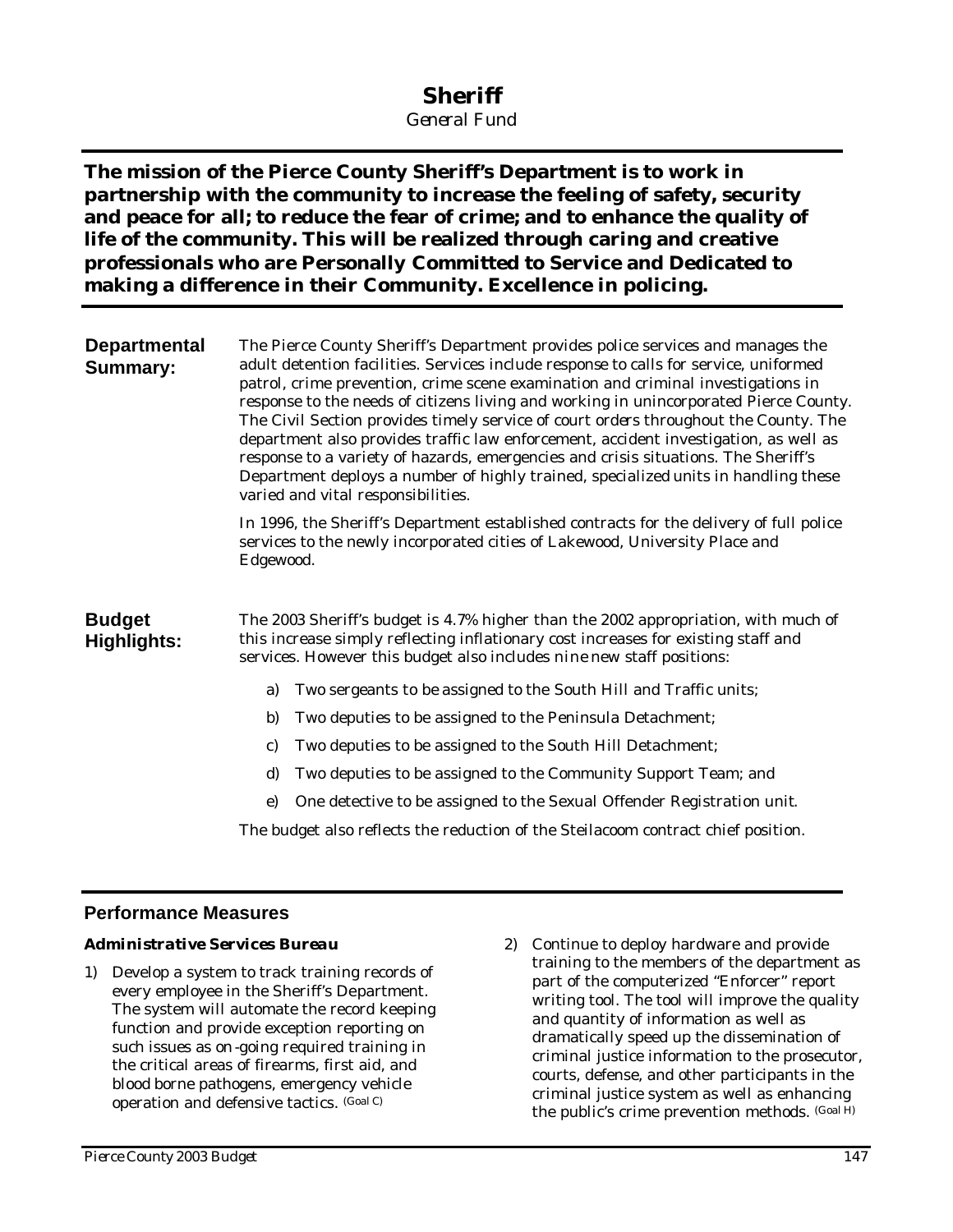# Sheriff

*General Fund*

**The mission of the Pierce County Sheriff's Department is to work in partnership with the community to increase the feeling of safety, security and peace for all; to reduce the fear of crime; and to enhance the quality of life of the community. This will be realized through caring and creative professionals who are Personally Committed to Service and Dedicated to making a difference in their Community. Excellence in policing.**

## Departmental Summary:

The Pierce County Sheriff's Department provides police services and manages the adult detention facilities. Services include response to calls for service, uniformed patrol, crime prevention, crime scene examination and criminal investigations in response to the needs of citizens living and working in unincorporated Pierce County. The Civil Section provides timely service of court orders throughout the County. The department also provides traffic law enforcement, accident investigation, as well as response to a variety of hazards, emergencies and crisis situations. The Sheriff's Department deploys a number of highly trained, specialized units in handling these varied and vital responsibilities.

In 1996, the Sheriff's Department established contracts for the delivery of full police services to the newly incorporated cities of Lakewood, University Place and Edgewood.

## Budget Highlights:

The 2003 Sheriff's budget is 4.7% higher than the 2002 appropriation, with much of this increase simply reflecting inflationary cost increases for existing staff and services. However this budget also includes nine new staff positions:

a) Two sergeants to be assigned to the South Hill and Traffic units;

b) Two deputies to be assigned to the Peninsula Detachment;

c) Two deputies to be assigned to the South Hill Detachment;

d) Two deputies to be assigned to the Community Support Team; and

e) One detective to be assigned to the Sexual Offender Registration unit.

The budget also reflects the reduction of the Steilacoom contract chief position.

## Performance Measures

### *Administrative Services Bureau*

1) Develop a system to track training records of every employee in the Sheriff's Department. The system will automate the record keeping function and provide exception reporting on such issues as on-going required training in the critical areas of firearms, first aid, and blood borne pathogens, emergency vehicle operation and defensive tactics. (Goal C)

2) Continue to deploy hardware and provide training to the members of the department as part of the computerized "Enforcer" report writing tool. The tool will improve the quality and quantity of information as well as dramatically speed up the dissemination of criminal justice information to the prosecutor, courts, defense, and other participants in the criminal justice system as well as enhancing the public's crime prevention methods. (Goal H)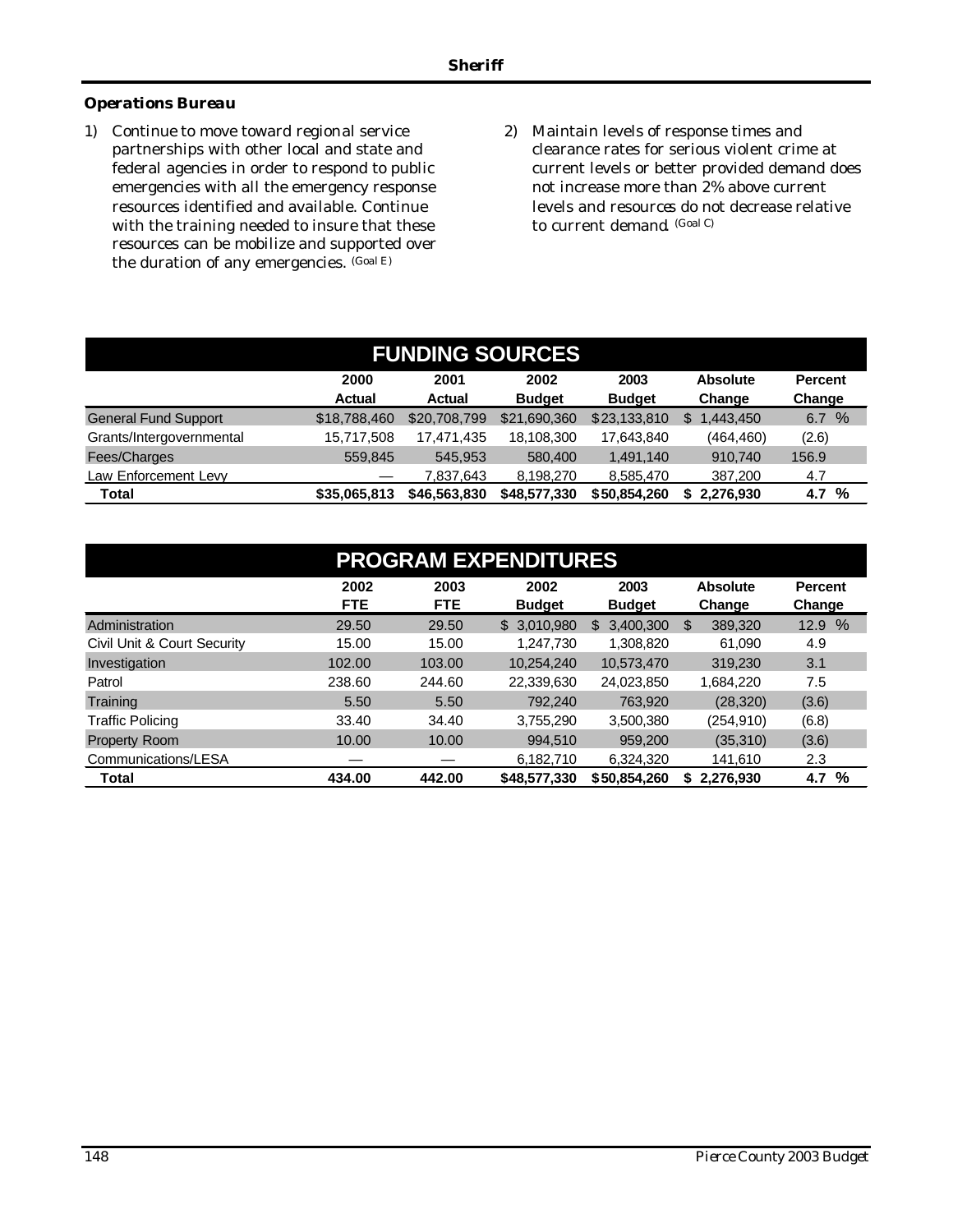### *Operations Bureau*

1) *Continue to move toward regional service partnerships with other local and state and federal agencies in order to respond to public emergencies with all the emergency response resources identified and available. Continue with the training needed to insure that these resources can be mobilize and supported over the duration of any emergencies.* (Goal E)

2) *Maintain levels of response times and clearance rates for serious violent crime at current levels or better provided demand does not increase more than 2% above current levels and resources do not decrease relative to current demand.* (Goal C)

## FUNDING SOURCES

| | 2000 Actual | 2001 Actual | 2002 Budget | 2003 Budget | Absolute Change | Percent Change |
|---|---|---|---|---|---|---|
| General Fund Support | $18,788,460 | $20,708,799 | $21,690,360 | $23,133,810 | $ 1,443,450 | 6.7 % |
| Grants/Intergovernmental | 15,717,508 | 17,471,435 | 18,108,300 | 17,643,840 | (464,460) | (2.6) |
| Fees/Charges | 559,845 | 545,953 | 580,400 | 1,491,140 | 910,740 | 156.9 |
| Law Enforcement Levy | — | 7,837,643 | 8,198,270 | 8,585,470 | 387,200 | 4.7 |
| **Total** | **$35,065,813** | **$46,563,830** | **$48,577,330** | **$50,854,260** | **$ 2,276,930** | **4.7 %** |

## PROGRAM EXPENDITURES

| | 2002 FTE | 2003 FTE | 2002 Budget | 2003 Budget | Absolute Change | Percent Change |
|---|---|---|---|---|---|---|
| Administration | 29.50 | 29.50 | $ 3,010,980 | $ 3,400,300 | $ 389,320 | 12.9 % |
| Civil Unit & Court Security | 15.00 | 15.00 | 1,247,730 | 1,308,820 | 61,090 | 4.9 |
| Investigation | 102.00 | 103.00 | 10,254,240 | 10,573,470 | 319,230 | 3.1 |
| Patrol | 238.60 | 244.60 | 22,339,630 | 24,023,850 | 1,684,220 | 7.5 |
| Training | 5.50 | 5.50 | 792,240 | 763,920 | (28,320) | (3.6) |
| Traffic Policing | 33.40 | 34.40 | 3,755,290 | 3,500,380 | (254,910) | (6.8) |
| Property Room | 10.00 | 10.00 | 994,510 | 959,200 | (35,310) | (3.6) |
| Communications/LESA | — | — | 6,182,710 | 6,324,320 | 141,610 | 2.3 |
| **Total** | **434.00** | **442.00** | **$48,577,330** | **$50,854,260** | **$ 2,276,930** | **4.7 %** |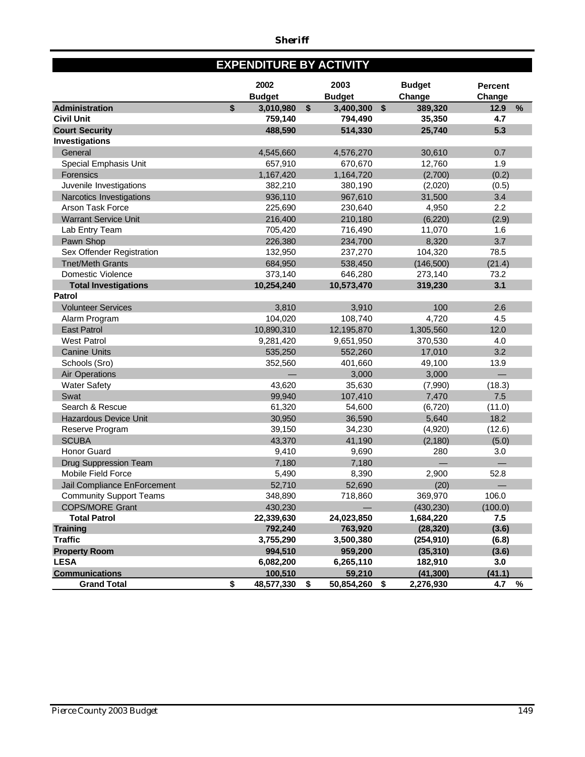## Sheriff

## EXPENDITURE BY ACTIVITY

| | 2002 Budget | 2003 Budget | Budget Change | Percent Change |
|---|---|---|---|---|
| **Administration** | **$ 3,010,980** | **$ 3,400,300** | **$ 389,320** | **12.9 %** |
| **Civil Unit** | **759,140** | **794,490** | **35,350** | **4.7** |
| **Court Security** | **488,590** | **514,330** | **25,740** | **5.3** |
| **Investigations** | | | | |
| General | 4,545,660 | 4,576,270 | 30,610 | 0.7 |
| Special Emphasis Unit | 657,910 | 670,670 | 12,760 | 1.9 |
| Forensics | 1,167,420 | 1,164,720 | (2,700) | (0.2) |
| Juvenile Investigations | 382,210 | 380,190 | (2,020) | (0.5) |
| Narcotics Investigations | 936,110 | 967,610 | 31,500 | 3.4 |
| Arson Task Force | 225,690 | 230,640 | 4,950 | 2.2 |
| Warrant Service Unit | 216,400 | 210,180 | (6,220) | (2.9) |
| Lab Entry Team | 705,420 | 716,490 | 11,070 | 1.6 |
| Pawn Shop | 226,380 | 234,700 | 8,320 | 3.7 |
| Sex Offender Registration | 132,950 | 237,270 | 104,320 | 78.5 |
| Tnet/Meth Grants | 684,950 | 538,450 | (146,500) | (21.4) |
| Domestic Violence | 373,140 | 646,280 | 273,140 | 73.2 |
| **Total Investigations** | **10,254,240** | **10,573,470** | **319,230** | **3.1** |
| **Patrol** | | | | |
| Volunteer Services | 3,810 | 3,910 | 100 | 2.6 |
| Alarm Program | 104,020 | 108,740 | 4,720 | 4.5 |
| East Patrol | 10,890,310 | 12,195,870 | 1,305,560 | 12.0 |
| West Patrol | 9,281,420 | 9,651,950 | 370,530 | 4.0 |
| Canine Units | 535,250 | 552,260 | 17,010 | 3.2 |
| Schools (Sro) | 352,560 | 401,660 | 49,100 | 13.9 |
| Air Operations | — | 3,000 | 3,000 | — |
| Water Safety | 43,620 | 35,630 | (7,990) | (18.3) |
| Swat | 99,940 | 107,410 | 7,470 | 7.5 |
| Search & Rescue | 61,320 | 54,600 | (6,720) | (11.0) |
| Hazardous Device Unit | 30,950 | 36,590 | 5,640 | 18.2 |
| Reserve Program | 39,150 | 34,230 | (4,920) | (12.6) |
| SCUBA | 43,370 | 41,190 | (2,180) | (5.0) |
| Honor Guard | 9,410 | 9,690 | 280 | 3.0 |
| Drug Suppression Team | 7,180 | 7,180 | — | — |
| Mobile Field Force | 5,490 | 8,390 | 2,900 | 52.8 |
| Jail Compliance EnForcement | 52,710 | 52,690 | (20) | — |
| Community Support Teams | 348,890 | 718,860 | 369,970 | 106.0 |
| COPS/MORE Grant | 430,230 | — | (430,230) | (100.0) |
| **Total Patrol** | **22,339,630** | **24,023,850** | **1,684,220** | **7.5** |
| **Training** | **792,240** | **763,920** | **(28,320)** | **(3.6)** |
| **Traffic** | **3,755,290** | **3,500,380** | **(254,910)** | **(6.8)** |
| **Property Room** | **994,510** | **959,200** | **(35,310)** | **(3.6)** |
| **LESA** | **6,082,200** | **6,265,110** | **182,910** | **3.0** |
| **Communications** | **100,510** | **59,210** | **(41,300)** | **(41.1)** |
| **Grand Total** | **$ 48,577,330** | **$ 50,854,260** | **$ 2,276,930** | **4.7 %** |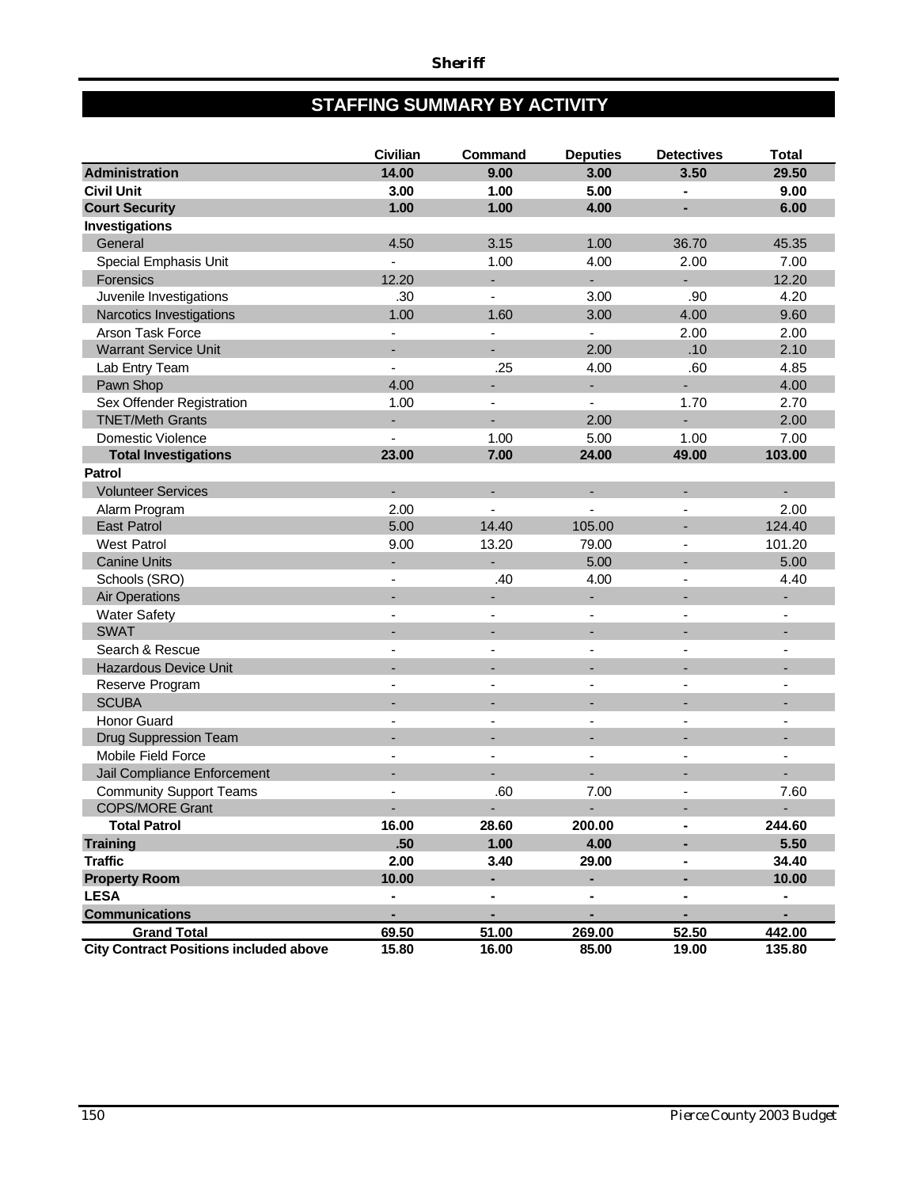## STAFFING SUMMARY BY ACTIVITY

| | Civilian | Command | Deputies | Detectives | Total |
|---|---|---|---|---|---|
| **Administration** | **14.00** | **9.00** | **3.00** | **3.50** | **29.50** |
| **Civil Unit** | **3.00** | **1.00** | **5.00** | **-** | **9.00** |
| **Court Security** | **1.00** | **1.00** | **4.00** | **-** | **6.00** |
| **Investigations** | | | | | |
| General | 4.50 | 3.15 | 1.00 | 36.70 | 45.35 |
| Special Emphasis Unit | - | 1.00 | 4.00 | 2.00 | 7.00 |
| Forensics | 12.20 | - | - | - | 12.20 |
| Juvenile Investigations | .30 | - | 3.00 | .90 | 4.20 |
| Narcotics Investigations | 1.00 | 1.60 | 3.00 | 4.00 | 9.60 |
| Arson Task Force | - | - | - | 2.00 | 2.00 |
| Warrant Service Unit | - | - | 2.00 | .10 | 2.10 |
| Lab Entry Team | - | .25 | 4.00 | .60 | 4.85 |
| Pawn Shop | 4.00 | - | - | - | 4.00 |
| Sex Offender Registration | 1.00 | - | - | 1.70 | 2.70 |
| TNET/Meth Grants | - | - | 2.00 | - | 2.00 |
| Domestic Violence | - | 1.00 | 5.00 | 1.00 | 7.00 |
| **Total Investigations** | **23.00** | **7.00** | **24.00** | **49.00** | **103.00** |
| **Patrol** | | | | | |
| Volunteer Services | - | - | - | - | - |
| Alarm Program | 2.00 | - | - | - | 2.00 |
| East Patrol | 5.00 | 14.40 | 105.00 | - | 124.40 |
| West Patrol | 9.00 | 13.20 | 79.00 | - | 101.20 |
| Canine Units | - | - | 5.00 | - | 5.00 |
| Schools (SRO) | - | .40 | 4.00 | - | 4.40 |
| Air Operations | - | - | - | - | - |
| Water Safety | - | - | - | - | - |
| SWAT | - | - | - | - | - |
| Search & Rescue | - | - | - | - | - |
| Hazardous Device Unit | - | - | - | - | - |
| Reserve Program | - | - | - | - | - |
| SCUBA | - | - | - | - | - |
| Honor Guard | - | - | - | - | - |
| Drug Suppression Team | - | - | - | - | - |
| Mobile Field Force | - | - | - | - | - |
| Jail Compliance Enforcement | - | - | - | - | - |
| Community Support Teams | - | .60 | 7.00 | - | 7.60 |
| COPS/MORE Grant | - | - | - | - | - |
| **Total Patrol** | **16.00** | **28.60** | **200.00** | **-** | **244.60** |
| **Training** | **.50** | **1.00** | **4.00** | **-** | **5.50** |
| **Traffic** | **2.00** | **3.40** | **29.00** | **-** | **34.40** |
| **Property Room** | **10.00** | **-** | **-** | **-** | **10.00** |
| **LESA** | **-** | **-** | **-** | **-** | **-** |
| **Communications** | **-** | **-** | **-** | **-** | **-** |
| **Grand Total** | **69.50** | **51.00** | **269.00** | **52.50** | **442.00** |
| **City Contract Positions included above** | **15.80** | **16.00** | **85.00** | **19.00** | **135.80** |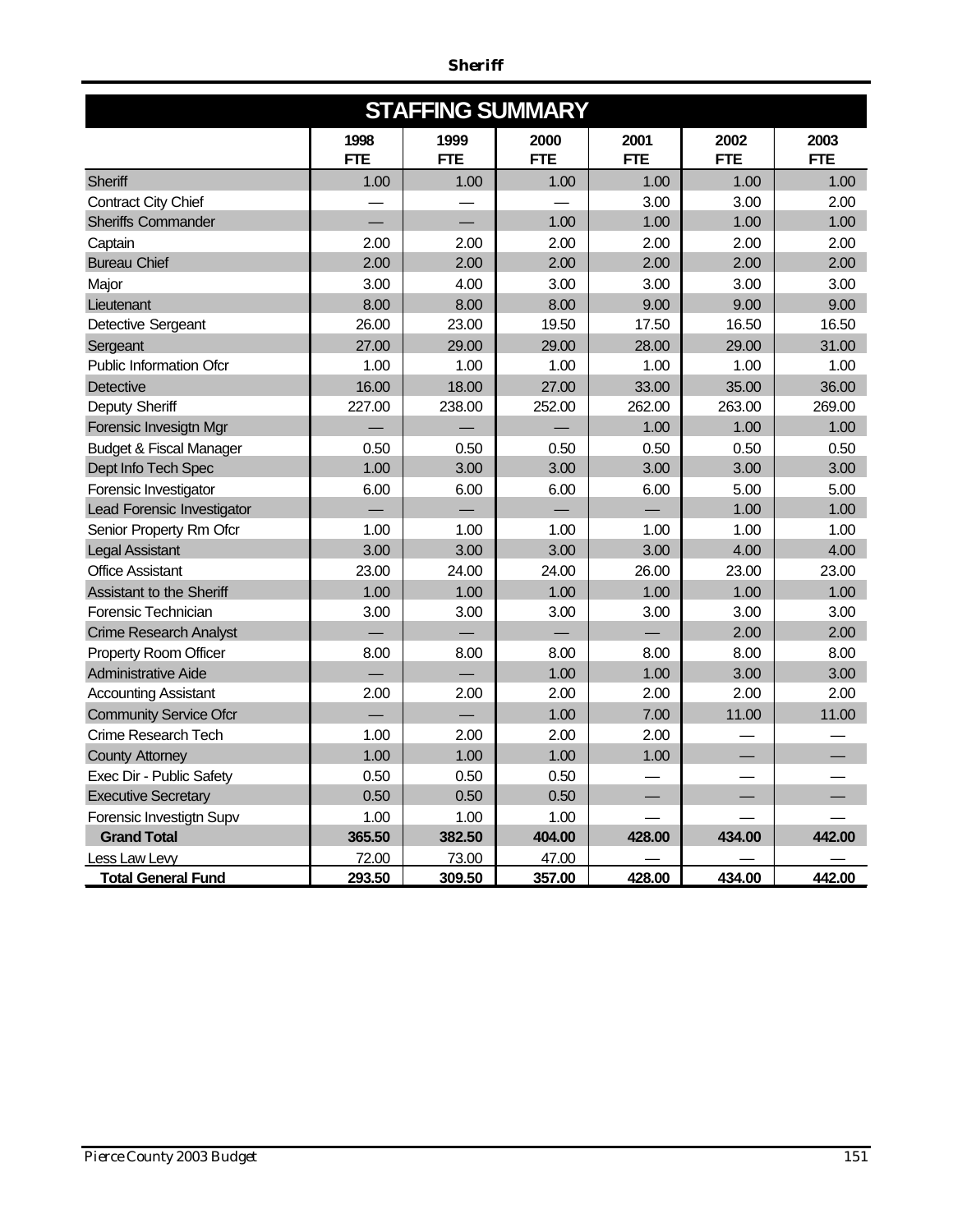## STAFFING SUMMARY

| | 1998 FTE | 1999 FTE | 2000 FTE | 2001 FTE | 2002 FTE | 2003 FTE |
|---|---|---|---|---|---|---|
| Sheriff | 1.00 | 1.00 | 1.00 | 1.00 | 1.00 | 1.00 |
| Contract City Chief | — | — | — | 3.00 | 3.00 | 2.00 |
| Sheriffs Commander | — | — | 1.00 | 1.00 | 1.00 | 1.00 |
| Captain | 2.00 | 2.00 | 2.00 | 2.00 | 2.00 | 2.00 |
| Bureau Chief | 2.00 | 2.00 | 2.00 | 2.00 | 2.00 | 2.00 |
| Major | 3.00 | 4.00 | 3.00 | 3.00 | 3.00 | 3.00 |
| Lieutenant | 8.00 | 8.00 | 8.00 | 9.00 | 9.00 | 9.00 |
| Detective Sergeant | 26.00 | 23.00 | 19.50 | 17.50 | 16.50 | 16.50 |
| Sergeant | 27.00 | 29.00 | 29.00 | 28.00 | 29.00 | 31.00 |
| Public Information Ofcr | 1.00 | 1.00 | 1.00 | 1.00 | 1.00 | 1.00 |
| Detective | 16.00 | 18.00 | 27.00 | 33.00 | 35.00 | 36.00 |
| Deputy Sheriff | 227.00 | 238.00 | 252.00 | 262.00 | 263.00 | 269.00 |
| Forensic Invesigtn Mgr | — | — | — | 1.00 | 1.00 | 1.00 |
| Budget & Fiscal Manager | 0.50 | 0.50 | 0.50 | 0.50 | 0.50 | 0.50 |
| Dept Info Tech Spec | 1.00 | 3.00 | 3.00 | 3.00 | 3.00 | 3.00 |
| Forensic Investigator | 6.00 | 6.00 | 6.00 | 6.00 | 5.00 | 5.00 |
| Lead Forensic Investigator | — | — | — | — | 1.00 | 1.00 |
| Senior Property Rm Ofcr | 1.00 | 1.00 | 1.00 | 1.00 | 1.00 | 1.00 |
| Legal Assistant | 3.00 | 3.00 | 3.00 | 3.00 | 4.00 | 4.00 |
| Office Assistant | 23.00 | 24.00 | 24.00 | 26.00 | 23.00 | 23.00 |
| Assistant to the Sheriff | 1.00 | 1.00 | 1.00 | 1.00 | 1.00 | 1.00 |
| Forensic Technician | 3.00 | 3.00 | 3.00 | 3.00 | 3.00 | 3.00 |
| Crime Research Analyst | — | — | — | — | 2.00 | 2.00 |
| Property Room Officer | 8.00 | 8.00 | 8.00 | 8.00 | 8.00 | 8.00 |
| Administrative Aide | — | — | 1.00 | 1.00 | 3.00 | 3.00 |
| Accounting Assistant | 2.00 | 2.00 | 2.00 | 2.00 | 2.00 | 2.00 |
| Community Service Ofcr | — | — | 1.00 | 7.00 | 11.00 | 11.00 |
| Crime Research Tech | 1.00 | 2.00 | 2.00 | 2.00 | — | — |
| County Attorney | 1.00 | 1.00 | 1.00 | 1.00 | — | — |
| Exec Dir - Public Safety | 0.50 | 0.50 | 0.50 | — | — | — |
| Executive Secretary | 0.50 | 0.50 | 0.50 | — | — | — |
| Forensic Investigtn Supv | 1.00 | 1.00 | 1.00 | — | — | — |
| **Grand Total** | **365.50** | **382.50** | **404.00** | **428.00** | **434.00** | **442.00** |
| Less Law Levy | 72.00 | 73.00 | 47.00 | — | — | — |
| **Total General Fund** | **293.50** | **309.50** | **357.00** | **428.00** | **434.00** | **442.00** |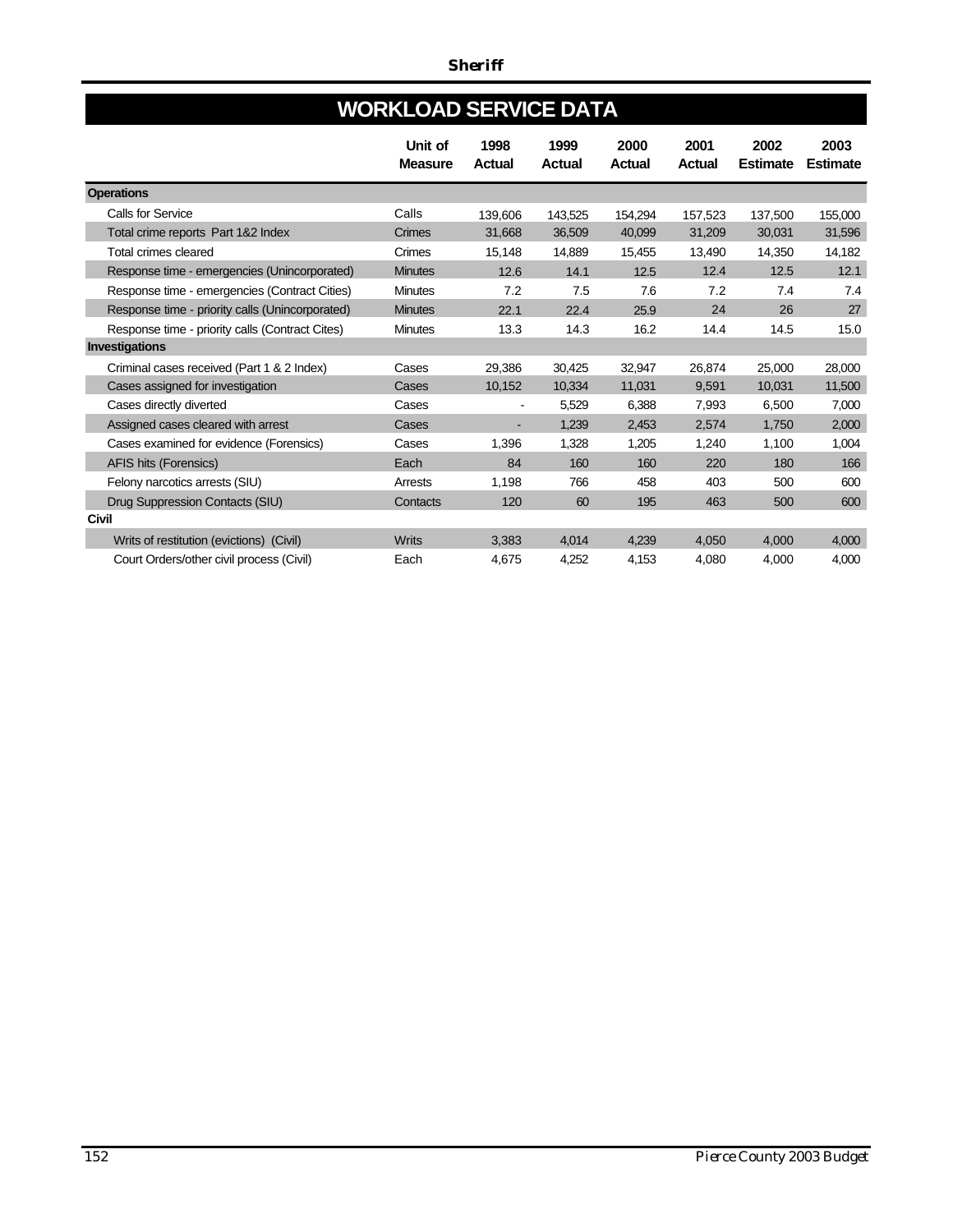## WORKLOAD SERVICE DATA

| | Unit of Measure | 1998 Actual | 1999 Actual | 2000 Actual | 2001 Actual | 2002 Estimate | 2003 Estimate |
|---|---|---|---|---|---|---|---|
| **Operations** | | | | | | | |
| Calls for Service | Calls | 139,606 | 143,525 | 154,294 | 157,523 | 137,500 | 155,000 |
| Total crime reports Part 1&2 Index | Crimes | 31,668 | 36,509 | 40,099 | 31,209 | 30,031 | 31,596 |
| Total crimes cleared | Crimes | 15,148 | 14,889 | 15,455 | 13,490 | 14,350 | 14,182 |
| Response time - emergencies (Unincorporated) | Minutes | 12.6 | 14.1 | 12.5 | 12.4 | 12.5 | 12.1 |
| Response time - emergencies (Contract Cities) | Minutes | 7.2 | 7.5 | 7.6 | 7.2 | 7.4 | 7.4 |
| Response time - priority calls (Unincorporated) | Minutes | 22.1 | 22.4 | 25.9 | 24 | 26 | 27 |
| Response time - priority calls (Contract Cites) | Minutes | 13.3 | 14.3 | 16.2 | 14.4 | 14.5 | 15.0 |
| **Investigations** | | | | | | | |
| Criminal cases received (Part 1 & 2 Index) | Cases | 29,386 | 30,425 | 32,947 | 26,874 | 25,000 | 28,000 |
| Cases assigned for investigation | Cases | 10,152 | 10,334 | 11,031 | 9,591 | 10,031 | 11,500 |
| Cases directly diverted | Cases | - | 5,529 | 6,388 | 7,993 | 6,500 | 7,000 |
| Assigned cases cleared with arrest | Cases | - | 1,239 | 2,453 | 2,574 | 1,750 | 2,000 |
| Cases examined for evidence (Forensics) | Cases | 1,396 | 1,328 | 1,205 | 1,240 | 1,100 | 1,004 |
| AFIS hits (Forensics) | Each | 84 | 160 | 160 | 220 | 180 | 166 |
| Felony narcotics arrests (SIU) | Arrests | 1,198 | 766 | 458 | 403 | 500 | 600 |
| Drug Suppression Contacts (SIU) | Contacts | 120 | 60 | 195 | 463 | 500 | 600 |
| **Civil** | | | | | | | |
| Writs of restitution (evictions) (Civil) | Writs | 3,383 | 4,014 | 4,239 | 4,050 | 4,000 | 4,000 |
| Court Orders/other civil process (Civil) | Each | 4,675 | 4,252 | 4,153 | 4,080 | 4,000 | 4,000 |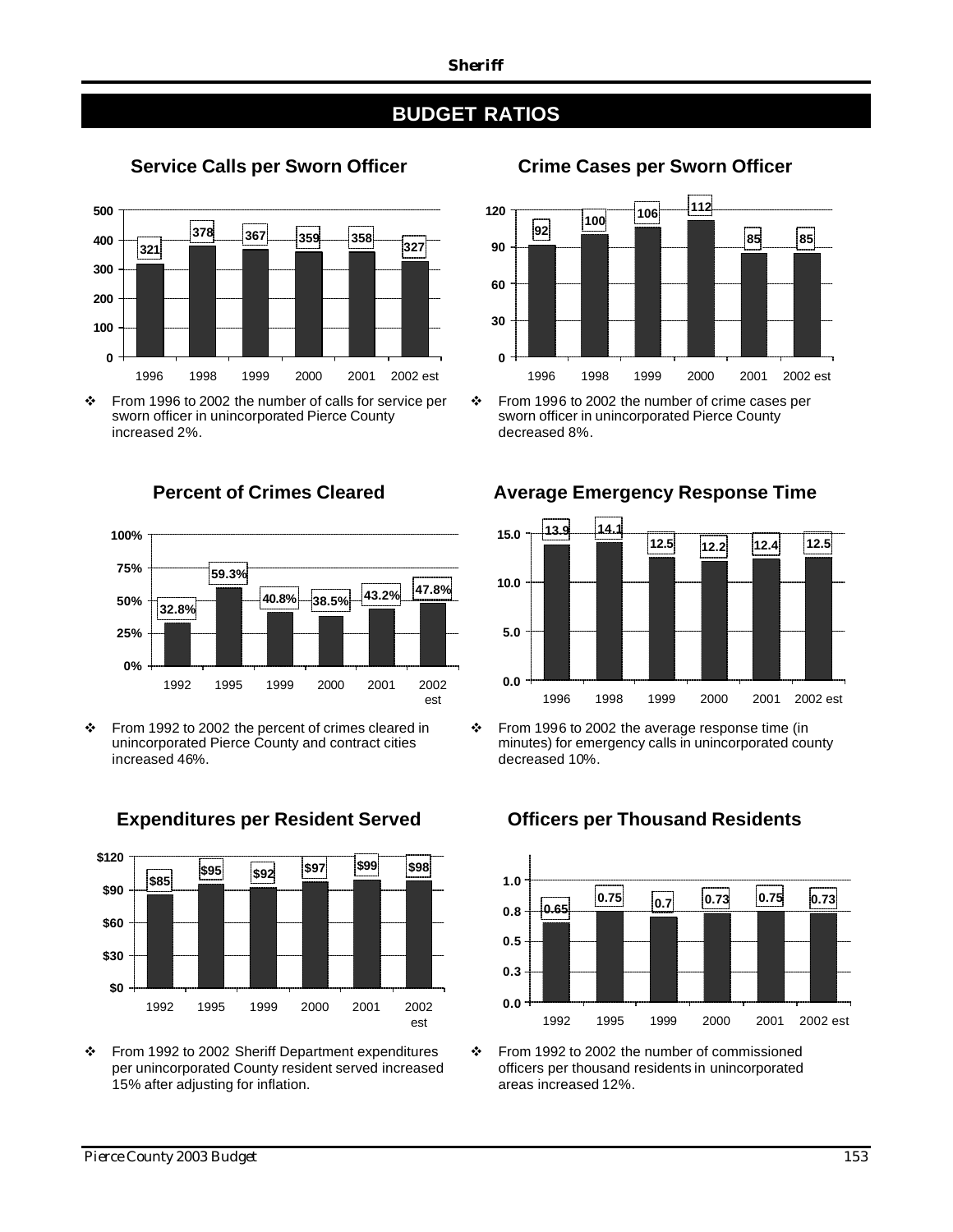## BUDGET RATIOS

### Service Calls per Sworn Officer

| 1996 | 1998 | 1999 | 2000 | 2001 | 2002 est |
|---|---|---|---|---|---|
| 321 | 378 | 367 | 359 | 358 | 327 |

- From 1996 to 2002 the number of calls for service per sworn officer in unincorporated Pierce County increased 2%.

### Crime Cases per Sworn Officer

| 1996 | 1998 | 1999 | 2000 | 2001 | 2002 est |
|---|---|---|---|---|---|
| 92 | 100 | 106 | 112 | 85 | 85 |

- From 1996 to 2002 the number of crime cases per sworn officer in unincorporated Pierce County decreased 8%.

### Percent of Crimes Cleared

| 1992 | 1995 | 1999 | 2000 | 2001 | 2002 est |
|---|---|---|---|---|---|
| 32.8% | 59.3% | 40.8% | 38.5% | 43.2% | 47.8% |

- From 1992 to 2002 the percent of crimes cleared in unincorporated Pierce County and contract cities increased 46%.

### Average Emergency Response Time

| 1996 | 1998 | 1999 | 2000 | 2001 | 2002 est |
|---|---|---|---|---|---|
| 13.9 | 14.1 | 12.5 | 12.2 | 12.4 | 12.5 |

- From 1996 to 2002 the average response time (in minutes) for emergency calls in unincorporated county decreased 10%.

### Expenditures per Resident Served

| 1992 | 1995 | 1999 | 2000 | 2001 | 2002 est |
|---|---|---|---|---|---|
| $85 | $95 | $92 | $97 | $99 | $98 |

- From 1992 to 2002 Sheriff Department expenditures per unincorporated County resident served increased 15% after adjusting for inflation.

### Officers per Thousand Residents

| 1992 | 1995 | 1999 | 2000 | 2001 | 2002 est |
|---|---|---|---|---|---|
| 0.65 | 0.75 | 0.7 | 0.73 | 0.75 | 0.73 |

- From 1992 to 2002 the number of commissioned officers per thousand residents in unincorporated areas increased 12%.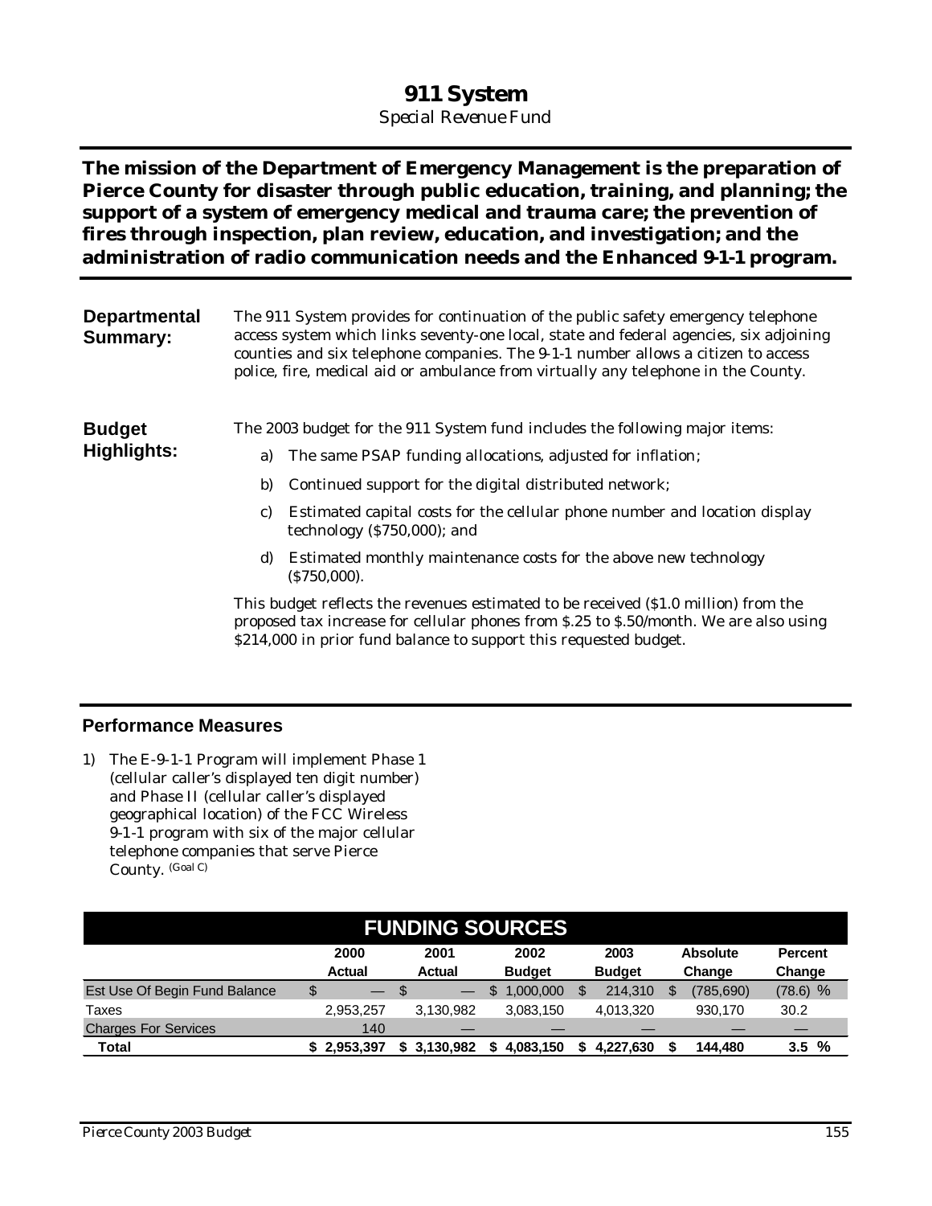# 911 System

*Special Revenue Fund*

**The mission of the Department of Emergency Management is the preparation of Pierce County for disaster through public education, training, and planning; the support of a system of emergency medical and trauma care; the prevention of fires through inspection, plan review, education, and investigation; and the administration of radio communication needs and the Enhanced 9-1-1 program.**

**Departmental Summary:**

The 911 System provides for continuation of the public safety emergency telephone access system which links seventy-one local, state and federal agencies, six adjoining counties and six telephone companies. The 9-1-1 number allows a citizen to access police, fire, medical aid or ambulance from virtually any telephone in the County.

**Budget Highlights:**

The 2003 budget for the 911 System fund includes the following major items:

a) The same PSAP funding allocations, adjusted for inflation;

b) Continued support for the digital distributed network;

c) Estimated capital costs for the cellular phone number and location display technology ($750,000); and

d) Estimated monthly maintenance costs for the above new technology ($750,000).

This budget reflects the revenues estimated to be received ($1.0 million) from the proposed tax increase for cellular phones from $.25 to $.50/month. We are also using $214,000 in prior fund balance to support this requested budget.

## Performance Measures

1) The E-9-1-1 Program will implement Phase 1 (cellular caller's displayed ten digit number) and Phase II (cellular caller's displayed geographical location) of the FCC Wireless 9-1-1 program with six of the major cellular telephone companies that serve Pierce County. (Goal C)

## FUNDING SOURCES

| | 2000 Actual | 2001 Actual | 2002 Budget | 2003 Budget | Absolute Change | Percent Change |
|---|---|---|---|---|---|---|
| Est Use Of Begin Fund Balance | $ — | $ — | $ 1,000,000 | $ 214,310 | $ (785,690) | (78.6) % |
| Taxes | 2,953,257 | 3,130,982 | 3,083,150 | 4,013,320 | 930,170 | 30.2 |
| Charges For Services | 140 | — | — | — | — | — |
| **Total** | **$ 2,953,397** | **$ 3,130,982** | **$ 4,083,150** | **$ 4,227,630** | **$ 144,480** | **3.5 %** |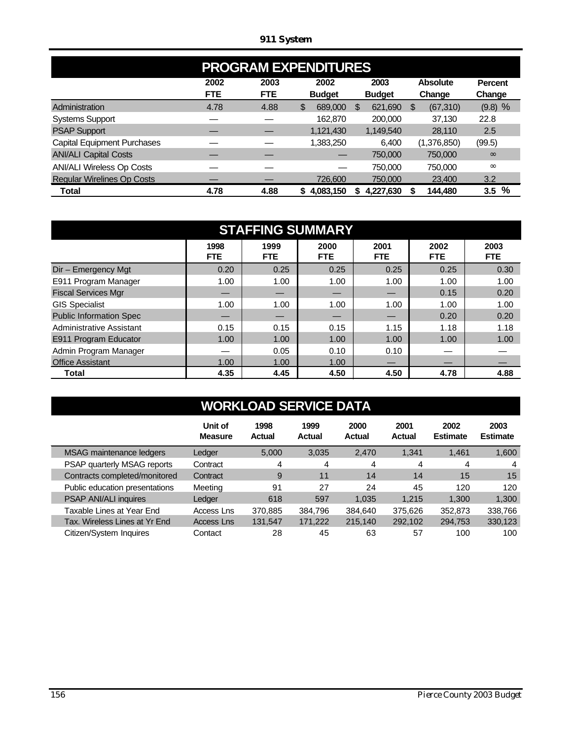# 911 System

## PROGRAM EXPENDITURES

| | 2002 FTE | 2003 FTE | 2002 Budget | 2003 Budget | Absolute Change | Percent Change |
|---|---|---|---|---|---|---|
| Administration | 4.78 | 4.88 | $ 689,000 | $ 621,690 | $ (67,310) | (9.8) % |
| Systems Support | — | — | 162,870 | 200,000 | 37,130 | 22.8 |
| PSAP Support | — | — | 1,121,430 | 1,149,540 | 28,110 | 2.5 |
| Capital Equipment Purchases | — | — | 1,383,250 | 6,400 | (1,376,850) | (99.5) |
| ANI/ALI Capital Costs | — | — | — | 750,000 | 750,000 | ∞ |
| ANI/ALI Wireless Op Costs | — | — | — | 750,000 | 750,000 | ∞ |
| Regular Wirelines Op Costs | — | — | 726,600 | 750,000 | 23,400 | 3.2 |
| **Total** | **4.78** | **4.88** | **$ 4,083,150** | **$ 4,227,630** | **$ 144,480** | **3.5 %** |

## STAFFING SUMMARY

| | 1998 FTE | 1999 FTE | 2000 FTE | 2001 FTE | 2002 FTE | 2003 FTE |
|---|---|---|---|---|---|---|
| Dir – Emergency Mgt | 0.20 | 0.25 | 0.25 | 0.25 | 0.25 | 0.30 |
| E911 Program Manager | 1.00 | 1.00 | 1.00 | 1.00 | 1.00 | 1.00 |
| Fiscal Services Mgr | — | — | — | — | 0.15 | 0.20 |
| GIS Specialist | 1.00 | 1.00 | 1.00 | 1.00 | 1.00 | 1.00 |
| Public Information Spec | — | — | — | — | 0.20 | 0.20 |
| Administrative Assistant | 0.15 | 0.15 | 0.15 | 1.15 | 1.18 | 1.18 |
| E911 Program Educator | 1.00 | 1.00 | 1.00 | 1.00 | 1.00 | 1.00 |
| Admin Program Manager | — | 0.05 | 0.10 | 0.10 | — | — |
| Office Assistant | 1.00 | 1.00 | 1.00 | — | — | — |
| **Total** | **4.35** | **4.45** | **4.50** | **4.50** | **4.78** | **4.88** |

## WORKLOAD SERVICE DATA

| | Unit of Measure | 1998 Actual | 1999 Actual | 2000 Actual | 2001 Actual | 2002 Estimate | 2003 Estimate |
|---|---|---|---|---|---|---|---|
| MSAG maintenance ledgers | Ledger | 5,000 | 3,035 | 2,470 | 1,341 | 1,461 | 1,600 |
| PSAP quarterly MSAG reports | Contract | 4 | 4 | 4 | 4 | 4 | 4 |
| Contracts completed/monitored | Contract | 9 | 11 | 14 | 14 | 15 | 15 |
| Public education presentations | Meeting | 91 | 27 | 24 | 45 | 120 | 120 |
| PSAP ANI/ALI inquires | Ledger | 618 | 597 | 1,035 | 1,215 | 1,300 | 1,300 |
| Taxable Lines at Year End | Access Lns | 370,885 | 384,796 | 384,640 | 375,626 | 352,873 | 338,766 |
| Tax. Wireless Lines at Yr End | Access Lns | 131,547 | 171,222 | 215,140 | 292,102 | 294,753 | 330,123 |
| Citizen/System Inquires | Contact | 28 | 45 | 63 | 57 | 100 | 100 |